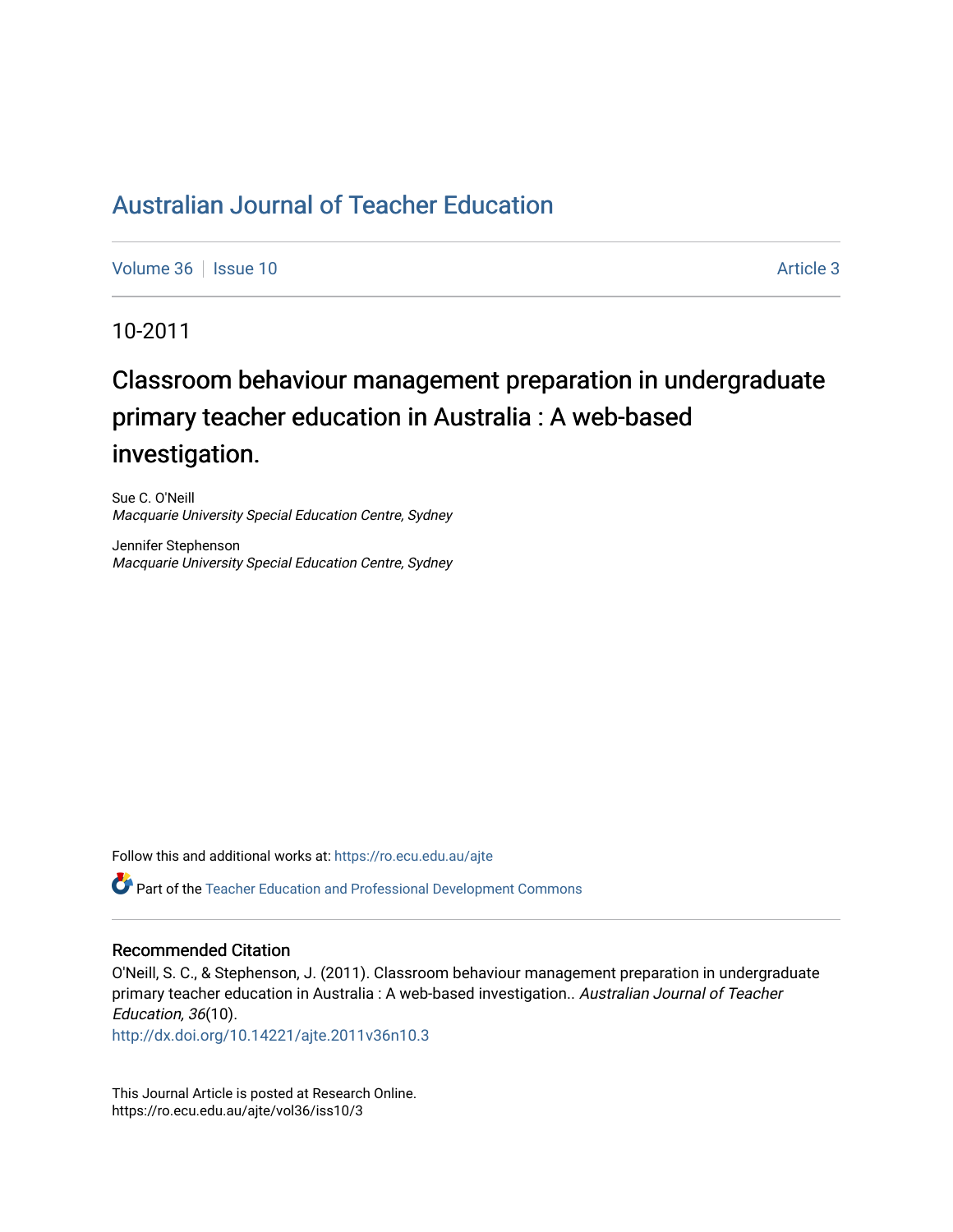# Australian Journal of Teacher Education

Volume 36 | Issue 10 | Article 3

10-2011

## Classroom behaviour management preparation in undergraduate primary teacher education in Australia : A web-based investigation.

Sue C. O'Neill
*Macquarie University Special Education Centre, Sydney*

Jennifer Stephenson
*Macquarie University Special Education Centre, Sydney*

Follow this and additional works at: https://ro.ecu.edu.au/ajte

Part of the Teacher Education and Professional Development Commons

### Recommended Citation

O'Neill, S. C., & Stephenson, J. (2011). Classroom behaviour management preparation in undergraduate primary teacher education in Australia : A web-based investigation.. *Australian Journal of Teacher Education, 36*(10).
http://dx.doi.org/10.14221/ajte.2011v36n10.3

This Journal Article is posted at Research Online.
https://ro.ecu.edu.au/ajte/vol36/iss10/3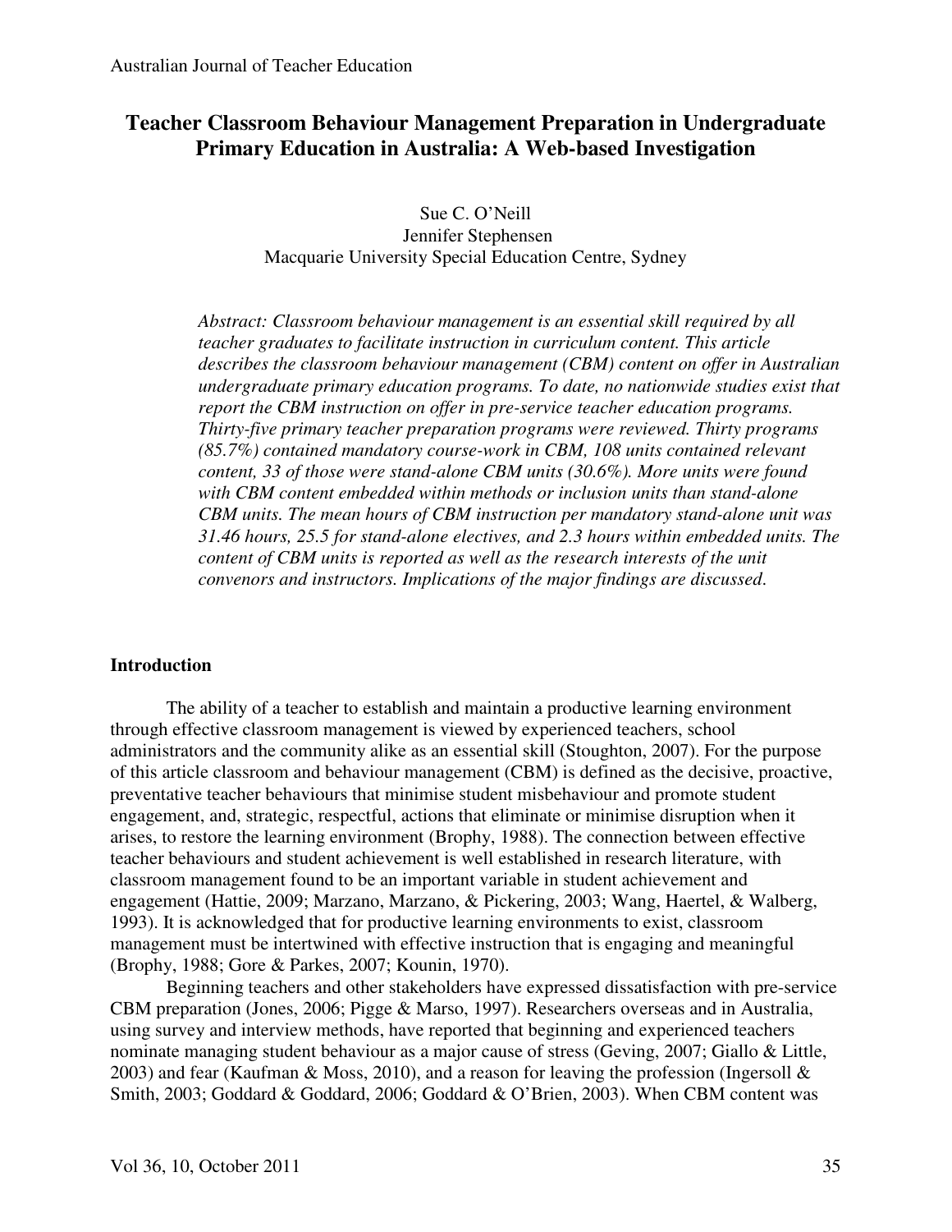# Teacher Classroom Behaviour Management Preparation in Undergraduate Primary Education in Australia: A Web-based Investigation

Sue C. O'Neill
Jennifer Stephensen
Macquarie University Special Education Centre, Sydney

*Abstract: Classroom behaviour management is an essential skill required by all teacher graduates to facilitate instruction in curriculum content. This article describes the classroom behaviour management (CBM) content on offer in Australian undergraduate primary education programs. To date, no nationwide studies exist that report the CBM instruction on offer in pre-service teacher education programs. Thirty-five primary teacher preparation programs were reviewed. Thirty programs (85.7%) contained mandatory course-work in CBM, 108 units contained relevant content, 33 of those were stand-alone CBM units (30.6%). More units were found with CBM content embedded within methods or inclusion units than stand-alone CBM units. The mean hours of CBM instruction per mandatory stand-alone unit was 31.46 hours, 25.5 for stand-alone electives, and 2.3 hours within embedded units. The content of CBM units is reported as well as the research interests of the unit convenors and instructors. Implications of the major findings are discussed.*

## Introduction

The ability of a teacher to establish and maintain a productive learning environment through effective classroom management is viewed by experienced teachers, school administrators and the community alike as an essential skill (Stoughton, 2007). For the purpose of this article classroom and behaviour management (CBM) is defined as the decisive, proactive, preventative teacher behaviours that minimise student misbehaviour and promote student engagement, and, strategic, respectful, actions that eliminate or minimise disruption when it arises, to restore the learning environment (Brophy, 1988). The connection between effective teacher behaviours and student achievement is well established in research literature, with classroom management found to be an important variable in student achievement and engagement (Hattie, 2009; Marzano, Marzano, & Pickering, 2003; Wang, Haertel, & Walberg, 1993). It is acknowledged that for productive learning environments to exist, classroom management must be intertwined with effective instruction that is engaging and meaningful (Brophy, 1988; Gore & Parkes, 2007; Kounin, 1970).

Beginning teachers and other stakeholders have expressed dissatisfaction with pre-service CBM preparation (Jones, 2006; Pigge & Marso, 1997). Researchers overseas and in Australia, using survey and interview methods, have reported that beginning and experienced teachers nominate managing student behaviour as a major cause of stress (Geving, 2007; Giallo & Little, 2003) and fear (Kaufman & Moss, 2010), and a reason for leaving the profession (Ingersoll & Smith, 2003; Goddard & Goddard, 2006; Goddard & O'Brien, 2003). When CBM content was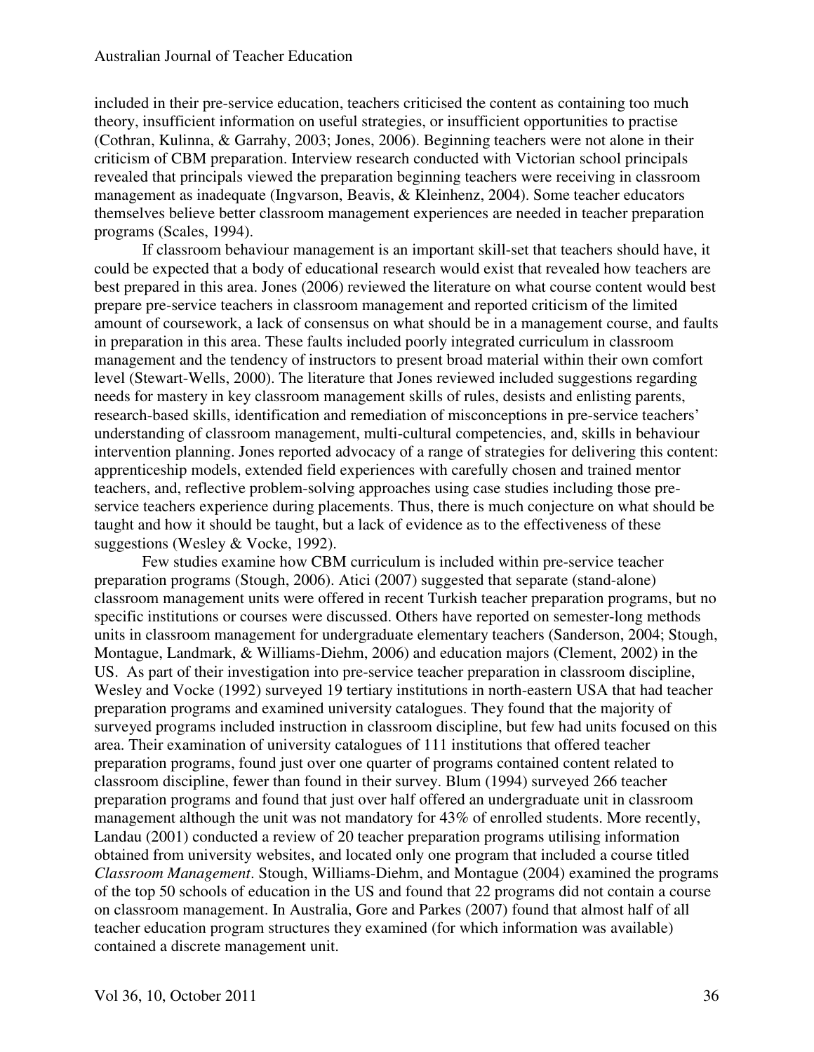included in their pre-service education, teachers criticised the content as containing too much theory, insufficient information on useful strategies, or insufficient opportunities to practise (Cothran, Kulinna, & Garrahy, 2003; Jones, 2006). Beginning teachers were not alone in their criticism of CBM preparation. Interview research conducted with Victorian school principals revealed that principals viewed the preparation beginning teachers were receiving in classroom management as inadequate (Ingvarson, Beavis, & Kleinhenz, 2004). Some teacher educators themselves believe better classroom management experiences are needed in teacher preparation programs (Scales, 1994).

If classroom behaviour management is an important skill-set that teachers should have, it could be expected that a body of educational research would exist that revealed how teachers are best prepared in this area. Jones (2006) reviewed the literature on what course content would best prepare pre-service teachers in classroom management and reported criticism of the limited amount of coursework, a lack of consensus on what should be in a management course, and faults in preparation in this area. These faults included poorly integrated curriculum in classroom management and the tendency of instructors to present broad material within their own comfort level (Stewart-Wells, 2000). The literature that Jones reviewed included suggestions regarding needs for mastery in key classroom management skills of rules, desists and enlisting parents, research-based skills, identification and remediation of misconceptions in pre-service teachers' understanding of classroom management, multi-cultural competencies, and, skills in behaviour intervention planning. Jones reported advocacy of a range of strategies for delivering this content: apprenticeship models, extended field experiences with carefully chosen and trained mentor teachers, and, reflective problem-solving approaches using case studies including those pre-service teachers experience during placements. Thus, there is much conjecture on what should be taught and how it should be taught, but a lack of evidence as to the effectiveness of these suggestions (Wesley & Vocke, 1992).

Few studies examine how CBM curriculum is included within pre-service teacher preparation programs (Stough, 2006). Atici (2007) suggested that separate (stand-alone) classroom management units were offered in recent Turkish teacher preparation programs, but no specific institutions or courses were discussed. Others have reported on semester-long methods units in classroom management for undergraduate elementary teachers (Sanderson, 2004; Stough, Montague, Landmark, & Williams-Diehm, 2006) and education majors (Clement, 2002) in the US. As part of their investigation into pre-service teacher preparation in classroom discipline, Wesley and Vocke (1992) surveyed 19 tertiary institutions in north-eastern USA that had teacher preparation programs and examined university catalogues. They found that the majority of surveyed programs included instruction in classroom discipline, but few had units focused on this area. Their examination of university catalogues of 111 institutions that offered teacher preparation programs, found just over one quarter of programs contained content related to classroom discipline, fewer than found in their survey. Blum (1994) surveyed 266 teacher preparation programs and found that just over half offered an undergraduate unit in classroom management although the unit was not mandatory for 43% of enrolled students. More recently, Landau (2001) conducted a review of 20 teacher preparation programs utilising information obtained from university websites, and located only one program that included a course titled *Classroom Management*. Stough, Williams-Diehm, and Montague (2004) examined the programs of the top 50 schools of education in the US and found that 22 programs did not contain a course on classroom management. In Australia, Gore and Parkes (2007) found that almost half of all teacher education program structures they examined (for which information was available) contained a discrete management unit.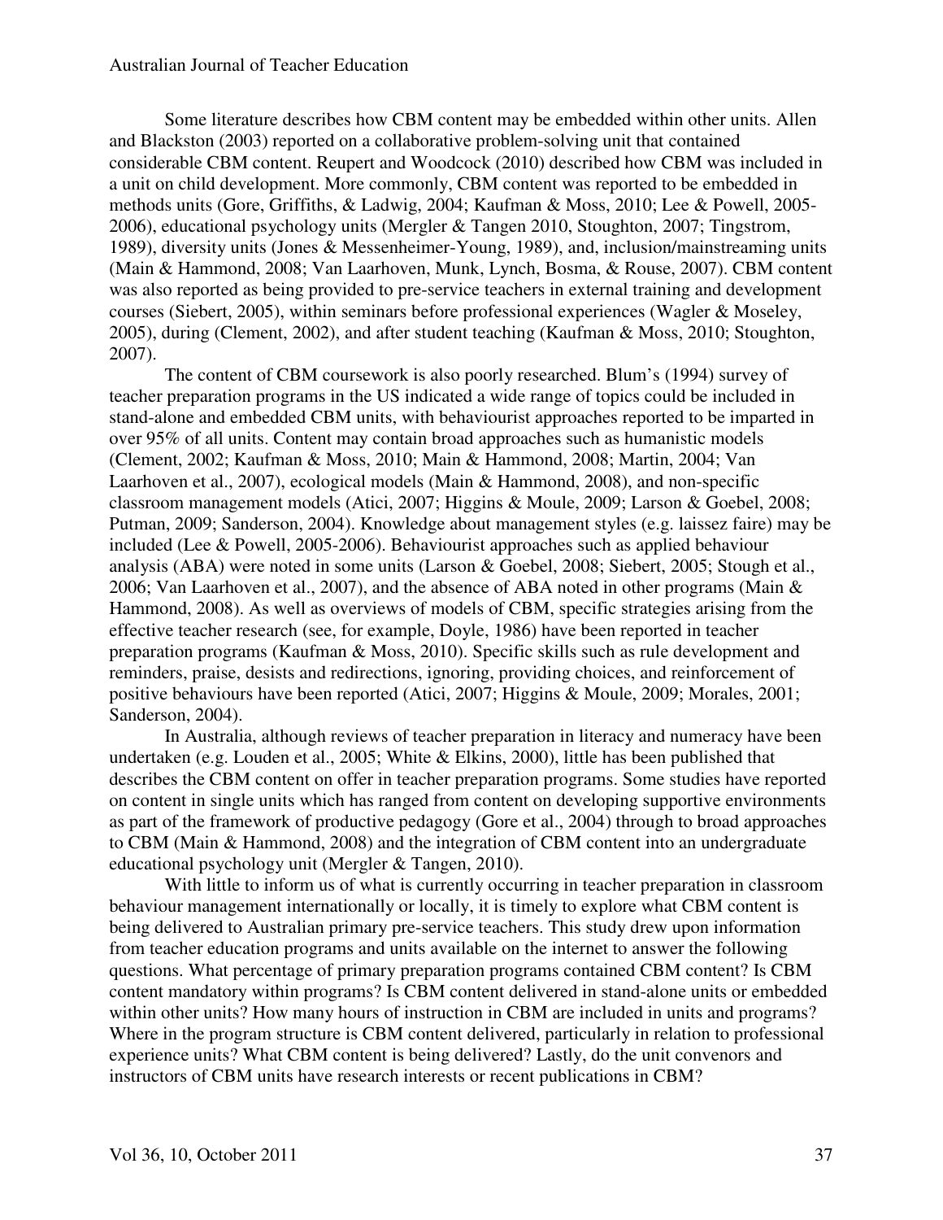Some literature describes how CBM content may be embedded within other units. Allen and Blackston (2003) reported on a collaborative problem-solving unit that contained considerable CBM content. Reupert and Woodcock (2010) described how CBM was included in a unit on child development. More commonly, CBM content was reported to be embedded in methods units (Gore, Griffiths, & Ladwig, 2004; Kaufman & Moss, 2010; Lee & Powell, 2005-2006), educational psychology units (Mergler & Tangen 2010, Stoughton, 2007; Tingstrom, 1989), diversity units (Jones & Messenheimer-Young, 1989), and, inclusion/mainstreaming units (Main & Hammond, 2008; Van Laarhoven, Munk, Lynch, Bosma, & Rouse, 2007). CBM content was also reported as being provided to pre-service teachers in external training and development courses (Siebert, 2005), within seminars before professional experiences (Wagler & Moseley, 2005), during (Clement, 2002), and after student teaching (Kaufman & Moss, 2010; Stoughton, 2007).

The content of CBM coursework is also poorly researched. Blum's (1994) survey of teacher preparation programs in the US indicated a wide range of topics could be included in stand-alone and embedded CBM units, with behaviourist approaches reported to be imparted in over 95% of all units. Content may contain broad approaches such as humanistic models (Clement, 2002; Kaufman & Moss, 2010; Main & Hammond, 2008; Martin, 2004; Van Laarhoven et al., 2007), ecological models (Main & Hammond, 2008), and non-specific classroom management models (Atici, 2007; Higgins & Moule, 2009; Larson & Goebel, 2008; Putman, 2009; Sanderson, 2004). Knowledge about management styles (e.g. laissez faire) may be included (Lee & Powell, 2005-2006). Behaviourist approaches such as applied behaviour analysis (ABA) were noted in some units (Larson & Goebel, 2008; Siebert, 2005; Stough et al., 2006; Van Laarhoven et al., 2007), and the absence of ABA noted in other programs (Main & Hammond, 2008). As well as overviews of models of CBM, specific strategies arising from the effective teacher research (see, for example, Doyle, 1986) have been reported in teacher preparation programs (Kaufman & Moss, 2010). Specific skills such as rule development and reminders, praise, desists and redirections, ignoring, providing choices, and reinforcement of positive behaviours have been reported (Atici, 2007; Higgins & Moule, 2009; Morales, 2001; Sanderson, 2004).

In Australia, although reviews of teacher preparation in literacy and numeracy have been undertaken (e.g. Louden et al., 2005; White & Elkins, 2000), little has been published that describes the CBM content on offer in teacher preparation programs. Some studies have reported on content in single units which has ranged from content on developing supportive environments as part of the framework of productive pedagogy (Gore et al., 2004) through to broad approaches to CBM (Main & Hammond, 2008) and the integration of CBM content into an undergraduate educational psychology unit (Mergler & Tangen, 2010).

With little to inform us of what is currently occurring in teacher preparation in classroom behaviour management internationally or locally, it is timely to explore what CBM content is being delivered to Australian primary pre-service teachers. This study drew upon information from teacher education programs and units available on the internet to answer the following questions. What percentage of primary preparation programs contained CBM content? Is CBM content mandatory within programs? Is CBM content delivered in stand-alone units or embedded within other units? How many hours of instruction in CBM are included in units and programs? Where in the program structure is CBM content delivered, particularly in relation to professional experience units? What CBM content is being delivered? Lastly, do the unit convenors and instructors of CBM units have research interests or recent publications in CBM?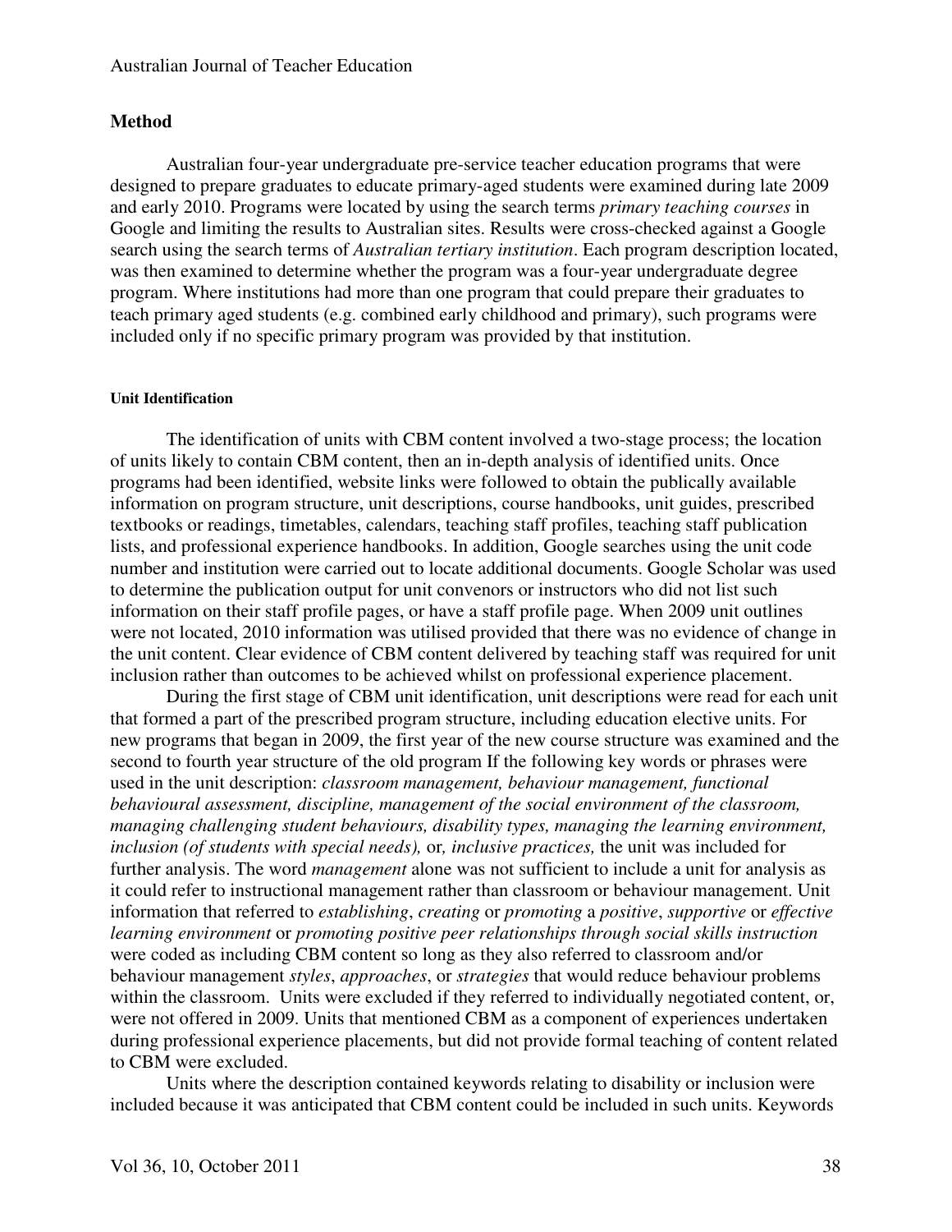## Method

Australian four-year undergraduate pre-service teacher education programs that were designed to prepare graduates to educate primary-aged students were examined during late 2009 and early 2010. Programs were located by using the search terms *primary teaching courses* in Google and limiting the results to Australian sites. Results were cross-checked against a Google search using the search terms of *Australian tertiary institution*. Each program description located, was then examined to determine whether the program was a four-year undergraduate degree program. Where institutions had more than one program that could prepare their graduates to teach primary aged students (e.g. combined early childhood and primary), such programs were included only if no specific primary program was provided by that institution.

#### Unit Identification

The identification of units with CBM content involved a two-stage process; the location of units likely to contain CBM content, then an in-depth analysis of identified units. Once programs had been identified, website links were followed to obtain the publically available information on program structure, unit descriptions, course handbooks, unit guides, prescribed textbooks or readings, timetables, calendars, teaching staff profiles, teaching staff publication lists, and professional experience handbooks. In addition, Google searches using the unit code number and institution were carried out to locate additional documents. Google Scholar was used to determine the publication output for unit convenors or instructors who did not list such information on their staff profile pages, or have a staff profile page. When 2009 unit outlines were not located, 2010 information was utilised provided that there was no evidence of change in the unit content. Clear evidence of CBM content delivered by teaching staff was required for unit inclusion rather than outcomes to be achieved whilst on professional experience placement.

During the first stage of CBM unit identification, unit descriptions were read for each unit that formed a part of the prescribed program structure, including education elective units. For new programs that began in 2009, the first year of the new course structure was examined and the second to fourth year structure of the old program If the following key words or phrases were used in the unit description: *classroom management, behaviour management, functional behavioural assessment, discipline, management of the social environment of the classroom, managing challenging student behaviours, disability types, managing the learning environment, inclusion (of students with special needs),* or*, inclusive practices,* the unit was included for further analysis. The word *management* alone was not sufficient to include a unit for analysis as it could refer to instructional management rather than classroom or behaviour management. Unit information that referred to *establishing*, *creating* or *promoting* a *positive*, *supportive* or *effective learning environment* or *promoting positive peer relationships through social skills instruction* were coded as including CBM content so long as they also referred to classroom and/or behaviour management *styles*, *approaches*, or *strategies* that would reduce behaviour problems within the classroom. Units were excluded if they referred to individually negotiated content, or, were not offered in 2009. Units that mentioned CBM as a component of experiences undertaken during professional experience placements, but did not provide formal teaching of content related to CBM were excluded.

Units where the description contained keywords relating to disability or inclusion were included because it was anticipated that CBM content could be included in such units. Keywords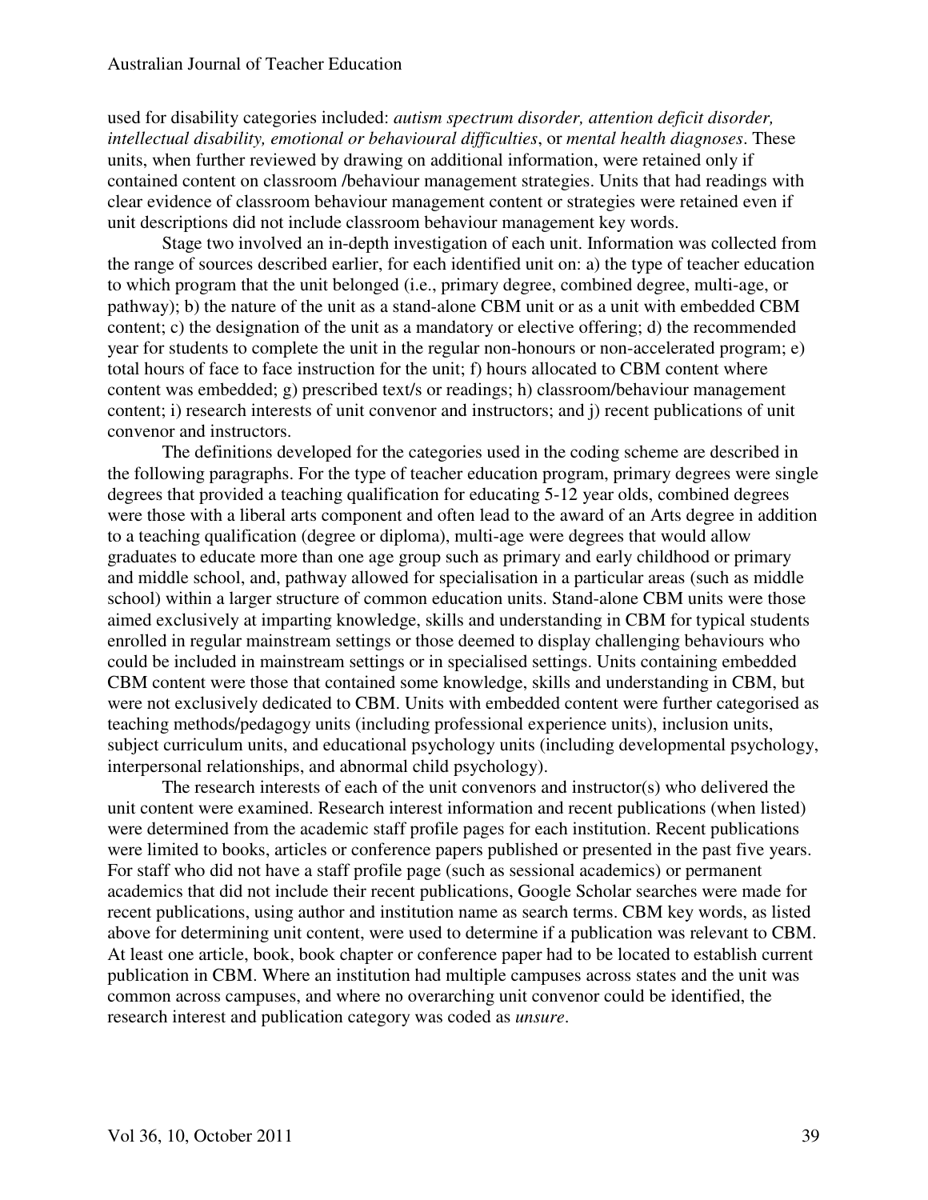used for disability categories included: *autism spectrum disorder, attention deficit disorder, intellectual disability, emotional or behavioural difficulties*, or *mental health diagnoses*. These units, when further reviewed by drawing on additional information, were retained only if contained content on classroom /behaviour management strategies. Units that had readings with clear evidence of classroom behaviour management content or strategies were retained even if unit descriptions did not include classroom behaviour management key words.

Stage two involved an in-depth investigation of each unit. Information was collected from the range of sources described earlier, for each identified unit on: a) the type of teacher education to which program that the unit belonged (i.e., primary degree, combined degree, multi-age, or pathway); b) the nature of the unit as a stand-alone CBM unit or as a unit with embedded CBM content; c) the designation of the unit as a mandatory or elective offering; d) the recommended year for students to complete the unit in the regular non-honours or non-accelerated program; e) total hours of face to face instruction for the unit; f) hours allocated to CBM content where content was embedded; g) prescribed text/s or readings; h) classroom/behaviour management content; i) research interests of unit convenor and instructors; and j) recent publications of unit convenor and instructors.

The definitions developed for the categories used in the coding scheme are described in the following paragraphs. For the type of teacher education program, primary degrees were single degrees that provided a teaching qualification for educating 5-12 year olds, combined degrees were those with a liberal arts component and often lead to the award of an Arts degree in addition to a teaching qualification (degree or diploma), multi-age were degrees that would allow graduates to educate more than one age group such as primary and early childhood or primary and middle school, and, pathway allowed for specialisation in a particular areas (such as middle school) within a larger structure of common education units. Stand-alone CBM units were those aimed exclusively at imparting knowledge, skills and understanding in CBM for typical students enrolled in regular mainstream settings or those deemed to display challenging behaviours who could be included in mainstream settings or in specialised settings. Units containing embedded CBM content were those that contained some knowledge, skills and understanding in CBM, but were not exclusively dedicated to CBM. Units with embedded content were further categorised as teaching methods/pedagogy units (including professional experience units), inclusion units, subject curriculum units, and educational psychology units (including developmental psychology, interpersonal relationships, and abnormal child psychology).

The research interests of each of the unit convenors and instructor(s) who delivered the unit content were examined. Research interest information and recent publications (when listed) were determined from the academic staff profile pages for each institution. Recent publications were limited to books, articles or conference papers published or presented in the past five years. For staff who did not have a staff profile page (such as sessional academics) or permanent academics that did not include their recent publications, Google Scholar searches were made for recent publications, using author and institution name as search terms. CBM key words, as listed above for determining unit content, were used to determine if a publication was relevant to CBM. At least one article, book, book chapter or conference paper had to be located to establish current publication in CBM. Where an institution had multiple campuses across states and the unit was common across campuses, and where no overarching unit convenor could be identified, the research interest and publication category was coded as *unsure*.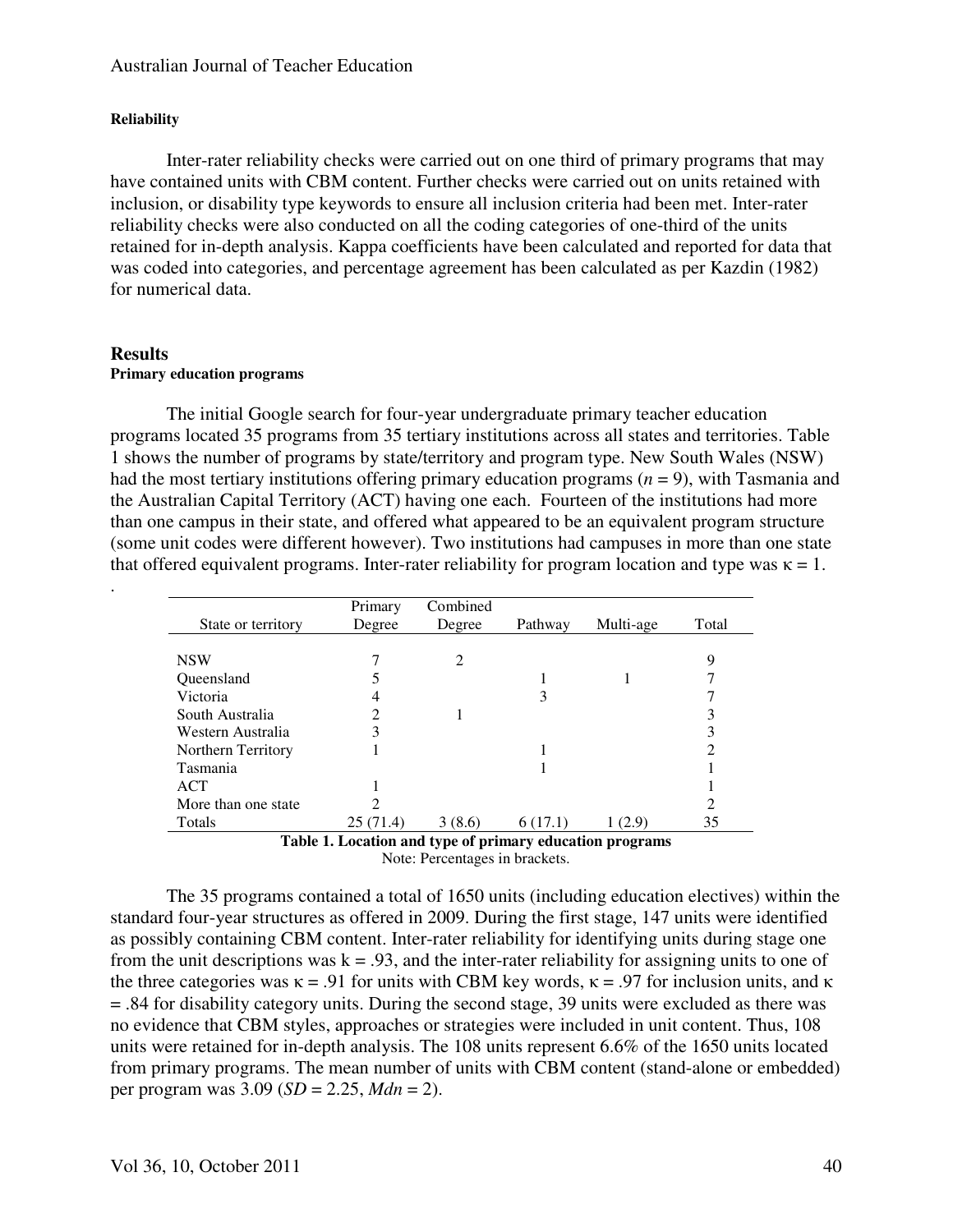#### Reliability

Inter-rater reliability checks were carried out on one third of primary programs that may have contained units with CBM content. Further checks were carried out on units retained with inclusion, or disability type keywords to ensure all inclusion criteria had been met. Inter-rater reliability checks were also conducted on all the coding categories of one-third of the units retained for in-depth analysis. Kappa coefficients have been calculated and reported for data that was coded into categories, and percentage agreement has been calculated as per Kazdin (1982) for numerical data.

## Results

#### Primary education programs

The initial Google search for four-year undergraduate primary teacher education programs located 35 programs from 35 tertiary institutions across all states and territories. Table 1 shows the number of programs by state/territory and program type. New South Wales (NSW) had the most tertiary institutions offering primary education programs ($n$ = 9), with Tasmania and the Australian Capital Territory (ACT) having one each. Fourteen of the institutions had more than one campus in their state, and offered what appeared to be an equivalent program structure (some unit codes were different however). Two institutions had campuses in more than one state that offered equivalent programs. Inter-rater reliability for program location and type was $\kappa = 1$.

.

| State or territory | Primary Degree | Combined Degree | Pathway | Multi-age | Total |
|---|---|---|---|---|---|
| NSW | 7 | 2 | | | 9 |
| Queensland | 5 | | 1 | 1 | 7 |
| Victoria | 4 | | 3 | | 7 |
| South Australia | 2 | 1 | | | 3 |
| Western Australia | 3 | | | | 3 |
| Northern Territory | 1 | | 1 | | 2 |
| Tasmania | | | 1 | | 1 |
| ACT | 1 | | | | 1 |
| More than one state | 2 | | | | 2 |
| Totals | 25 (71.4) | 3 (8.6) | 6 (17.1) | 1 (2.9) | 35 |

**Table 1. Location and type of primary education programs**

Note: Percentages in brackets.

The 35 programs contained a total of 1650 units (including education electives) within the standard four-year structures as offered in 2009. During the first stage, 147 units were identified as possibly containing CBM content. Inter-rater reliability for identifying units during stage one from the unit descriptions was k = .93, and the inter-rater reliability for assigning units to one of the three categories was $\kappa$ = .91 for units with CBM key words, $\kappa$ = .97 for inclusion units, and $\kappa$ = .84 for disability category units. During the second stage, 39 units were excluded as there was no evidence that CBM styles, approaches or strategies were included in unit content. Thus, 108 units were retained for in-depth analysis. The 108 units represent 6.6% of the 1650 units located from primary programs. The mean number of units with CBM content (stand-alone or embedded) per program was 3.09 ($SD$ = 2.25, $Mdn$ = 2).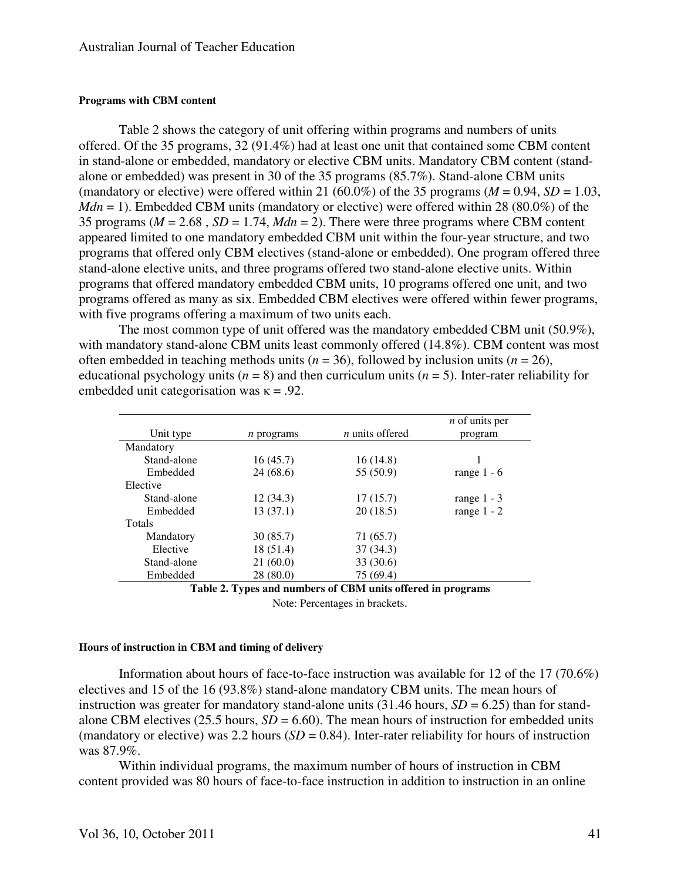#### Programs with CBM content

Table 2 shows the category of unit offering within programs and numbers of units offered. Of the 35 programs, 32 (91.4%) had at least one unit that contained some CBM content in stand-alone or embedded, mandatory or elective CBM units. Mandatory CBM content (stand-alone or embedded) was present in 30 of the 35 programs (85.7%). Stand-alone CBM units (mandatory or elective) were offered within 21 (60.0%) of the 35 programs ($M = 0.94$, $SD = 1.03$, $Mdn = 1$). Embedded CBM units (mandatory or elective) were offered within 28 (80.0%) of the 35 programs ($M = 2.68$ , $SD = 1.74$, $Mdn = 2$). There were three programs where CBM content appeared limited to one mandatory embedded CBM unit within the four-year structure, and two programs that offered only CBM electives (stand-alone or embedded). One program offered three stand-alone elective units, and three programs offered two stand-alone elective units. Within programs that offered mandatory embedded CBM units, 10 programs offered one unit, and two programs offered as many as six. Embedded CBM electives were offered within fewer programs, with five programs offering a maximum of two units each.

The most common type of unit offered was the mandatory embedded CBM unit (50.9%), with mandatory stand-alone CBM units least commonly offered (14.8%). CBM content was most often embedded in teaching methods units ($n = 36$), followed by inclusion units ($n = 26$), educational psychology units ($n = 8$) and then curriculum units ($n = 5$). Inter-rater reliability for embedded unit categorisation was $\kappa = .92$.

| Unit type | *n* programs | *n* units offered | *n* of units per program |
|---|---|---|---|
| Mandatory | | | |
| Stand-alone | 16 (45.7) | 16 (14.8) | 1 |
| Embedded | 24 (68.6) | 55 (50.9) | range 1 - 6 |
| Elective | | | |
| Stand-alone | 12 (34.3) | 17 (15.7) | range 1 - 3 |
| Embedded | 13 (37.1) | 20 (18.5) | range 1 - 2 |
| Totals | | | |
| Mandatory | 30 (85.7) | 71 (65.7) | |
| Elective | 18 (51.4) | 37 (34.3) | |
| Stand-alone | 21 (60.0) | 33 (30.6) | |
| Embedded | 28 (80.0) | 75 (69.4) | |

**Table 2. Types and numbers of CBM units offered in programs**

Note: Percentages in brackets.

#### Hours of instruction in CBM and timing of delivery

Information about hours of face-to-face instruction was available for 12 of the 17 (70.6%) electives and 15 of the 16 (93.8%) stand-alone mandatory CBM units. The mean hours of instruction was greater for mandatory stand-alone units (31.46 hours, $SD = 6.25$) than for stand-alone CBM electives (25.5 hours, $SD = 6.60$). The mean hours of instruction for embedded units (mandatory or elective) was 2.2 hours ($SD = 0.84$). Inter-rater reliability for hours of instruction was 87.9%.

Within individual programs, the maximum number of hours of instruction in CBM content provided was 80 hours of face-to-face instruction in addition to instruction in an online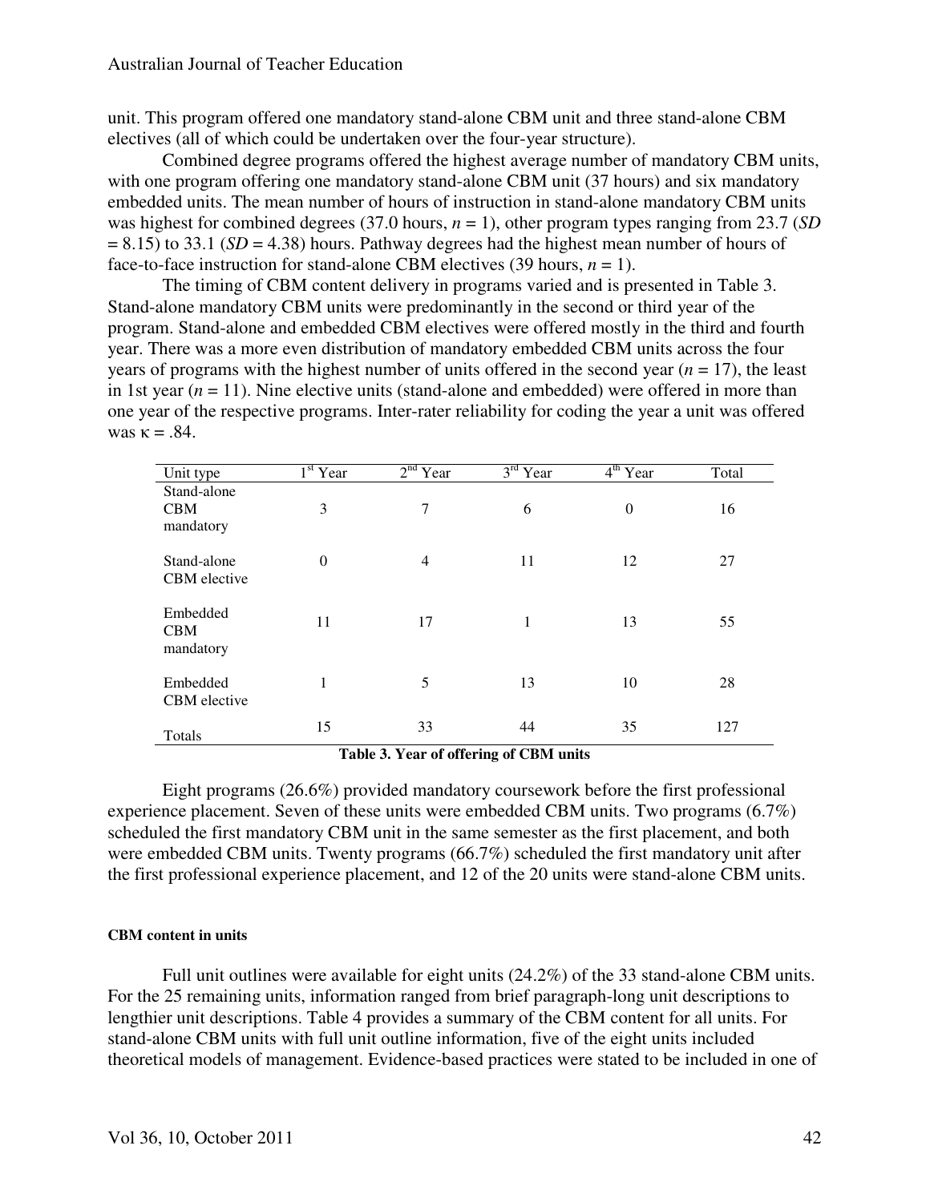unit. This program offered one mandatory stand-alone CBM unit and three stand-alone CBM electives (all of which could be undertaken over the four-year structure).

Combined degree programs offered the highest average number of mandatory CBM units, with one program offering one mandatory stand-alone CBM unit (37 hours) and six mandatory embedded units. The mean number of hours of instruction in stand-alone mandatory CBM units was highest for combined degrees (37.0 hours, $n = 1$), other program types ranging from 23.7 ($SD = 8.15$) to 33.1 ($SD = 4.38$) hours. Pathway degrees had the highest mean number of hours of face-to-face instruction for stand-alone CBM electives (39 hours, $n = 1$).

The timing of CBM content delivery in programs varied and is presented in Table 3. Stand-alone mandatory CBM units were predominantly in the second or third year of the program. Stand-alone and embedded CBM electives were offered mostly in the third and fourth year. There was a more even distribution of mandatory embedded CBM units across the four years of programs with the highest number of units offered in the second year ($n = 17$), the least in 1st year ($n = 11$). Nine elective units (stand-alone and embedded) were offered in more than one year of the respective programs. Inter-rater reliability for coding the year a unit was offered was $\kappa = .84$.

| Unit type | 1st Year | 2nd Year | 3rd Year | 4th Year | Total |
|---|---|---|---|---|---|
| Stand-alone CBM mandatory | 3 | 7 | 6 | 0 | 16 |
| Stand-alone CBM elective | 0 | 4 | 11 | 12 | 27 |
| Embedded CBM mandatory | 11 | 17 | 1 | 13 | 55 |
| Embedded CBM elective | 1 | 5 | 13 | 10 | 28 |
| Totals | 15 | 33 | 44 | 35 | 127 |

**Table 3. Year of offering of CBM units**

Eight programs (26.6%) provided mandatory coursework before the first professional experience placement. Seven of these units were embedded CBM units. Two programs (6.7%) scheduled the first mandatory CBM unit in the same semester as the first placement, and both were embedded CBM units. Twenty programs (66.7%) scheduled the first mandatory unit after the first professional experience placement, and 12 of the 20 units were stand-alone CBM units.

#### CBM content in units

Full unit outlines were available for eight units (24.2%) of the 33 stand-alone CBM units. For the 25 remaining units, information ranged from brief paragraph-long unit descriptions to lengthier unit descriptions. Table 4 provides a summary of the CBM content for all units. For stand-alone CBM units with full unit outline information, five of the eight units included theoretical models of management. Evidence-based practices were stated to be included in one of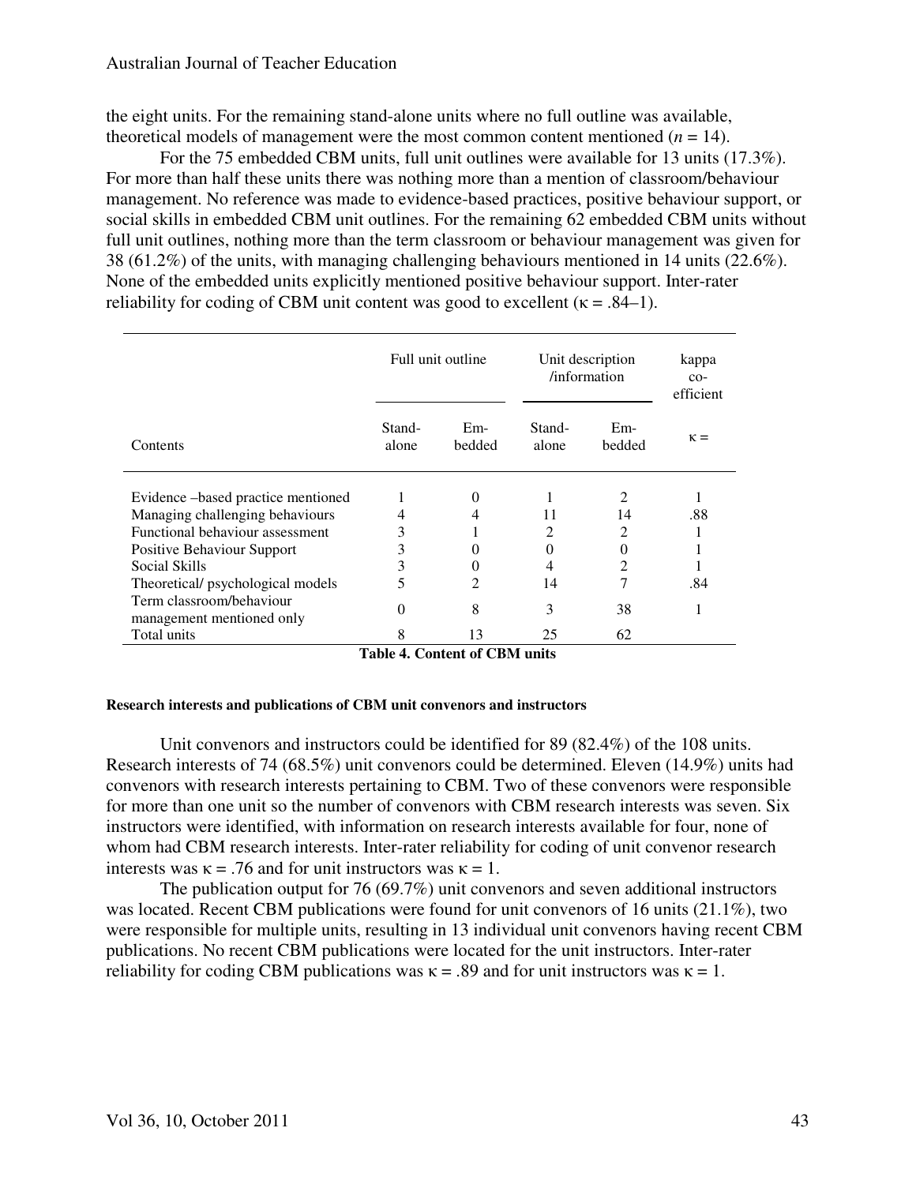the eight units. For the remaining stand-alone units where no full outline was available, theoretical models of management were the most common content mentioned (*n* = 14).

For the 75 embedded CBM units, full unit outlines were available for 13 units (17.3%). For more than half these units there was nothing more than a mention of classroom/behaviour management. No reference was made to evidence-based practices, positive behaviour support, or social skills in embedded CBM unit outlines. For the remaining 62 embedded CBM units without full unit outlines, nothing more than the term classroom or behaviour management was given for 38 (61.2%) of the units, with managing challenging behaviours mentioned in 14 units (22.6%). None of the embedded units explicitly mentioned positive behaviour support. Inter-rater reliability for coding of CBM unit content was good to excellent (κ = .84–1).

| | Full unit outline | | Unit description /information | | kappa co-efficient |
|---|---|---|---|---|---|
| Contents | Stand-alone | Em-bedded | Stand-alone | Em-bedded | κ = |
| Evidence –based practice mentioned | 1 | 0 | 1 | 2 | 1 |
| Managing challenging behaviours | 4 | 4 | 11 | 14 | .88 |
| Functional behaviour assessment | 3 | 1 | 2 | 2 | 1 |
| Positive Behaviour Support | 3 | 0 | 0 | 0 | 1 |
| Social Skills | 3 | 0 | 4 | 2 | 1 |
| Theoretical/ psychological models | 5 | 2 | 14 | 7 | .84 |
| Term classroom/behaviour management mentioned only | 0 | 8 | 3 | 38 | 1 |
| Total units | 8 | 13 | 25 | 62 | |

**Table 4. Content of CBM units**

##### Research interests and publications of CBM unit convenors and instructors

Unit convenors and instructors could be identified for 89 (82.4%) of the 108 units. Research interests of 74 (68.5%) unit convenors could be determined. Eleven (14.9%) units had convenors with research interests pertaining to CBM. Two of these convenors were responsible for more than one unit so the number of convenors with CBM research interests was seven. Six instructors were identified, with information on research interests available for four, none of whom had CBM research interests. Inter-rater reliability for coding of unit convenor research interests was κ = .76 and for unit instructors was κ = 1.

The publication output for 76 (69.7%) unit convenors and seven additional instructors was located. Recent CBM publications were found for unit convenors of 16 units (21.1%), two were responsible for multiple units, resulting in 13 individual unit convenors having recent CBM publications. No recent CBM publications were located for the unit instructors. Inter-rater reliability for coding CBM publications was κ = .89 and for unit instructors was κ = 1.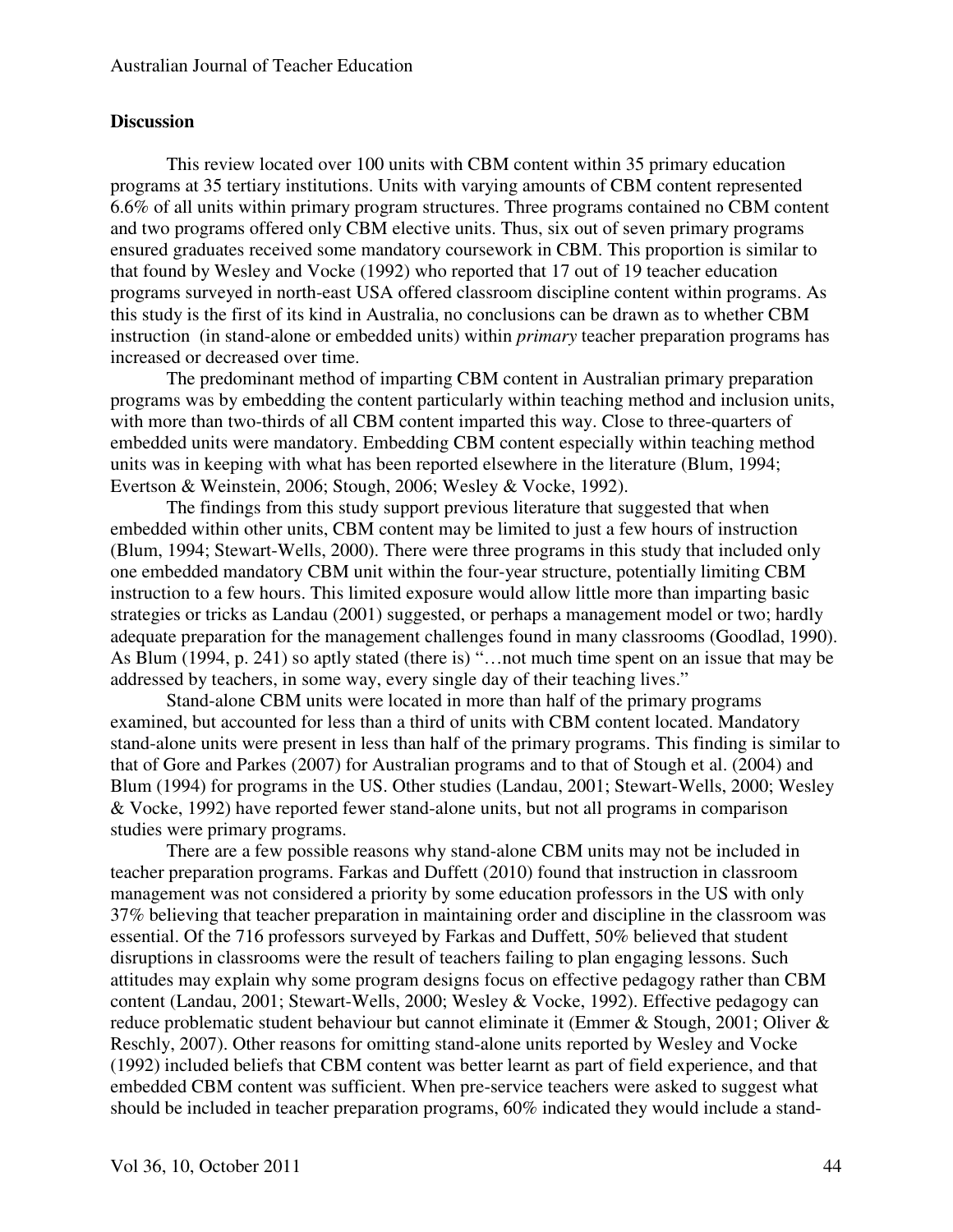## Discussion

This review located over 100 units with CBM content within 35 primary education programs at 35 tertiary institutions. Units with varying amounts of CBM content represented 6.6% of all units within primary program structures. Three programs contained no CBM content and two programs offered only CBM elective units. Thus, six out of seven primary programs ensured graduates received some mandatory coursework in CBM. This proportion is similar to that found by Wesley and Vocke (1992) who reported that 17 out of 19 teacher education programs surveyed in north-east USA offered classroom discipline content within programs. As this study is the first of its kind in Australia, no conclusions can be drawn as to whether CBM instruction (in stand-alone or embedded units) within *primary* teacher preparation programs has increased or decreased over time.

The predominant method of imparting CBM content in Australian primary preparation programs was by embedding the content particularly within teaching method and inclusion units, with more than two-thirds of all CBM content imparted this way. Close to three-quarters of embedded units were mandatory. Embedding CBM content especially within teaching method units was in keeping with what has been reported elsewhere in the literature (Blum, 1994; Evertson & Weinstein, 2006; Stough, 2006; Wesley & Vocke, 1992).

The findings from this study support previous literature that suggested that when embedded within other units, CBM content may be limited to just a few hours of instruction (Blum, 1994; Stewart-Wells, 2000). There were three programs in this study that included only one embedded mandatory CBM unit within the four-year structure, potentially limiting CBM instruction to a few hours. This limited exposure would allow little more than imparting basic strategies or tricks as Landau (2001) suggested, or perhaps a management model or two; hardly adequate preparation for the management challenges found in many classrooms (Goodlad, 1990). As Blum (1994, p. 241) so aptly stated (there is) "…not much time spent on an issue that may be addressed by teachers, in some way, every single day of their teaching lives."

Stand-alone CBM units were located in more than half of the primary programs examined, but accounted for less than a third of units with CBM content located. Mandatory stand-alone units were present in less than half of the primary programs. This finding is similar to that of Gore and Parkes (2007) for Australian programs and to that of Stough et al. (2004) and Blum (1994) for programs in the US. Other studies (Landau, 2001; Stewart-Wells, 2000; Wesley & Vocke, 1992) have reported fewer stand-alone units, but not all programs in comparison studies were primary programs.

There are a few possible reasons why stand-alone CBM units may not be included in teacher preparation programs. Farkas and Duffett (2010) found that instruction in classroom management was not considered a priority by some education professors in the US with only 37% believing that teacher preparation in maintaining order and discipline in the classroom was essential. Of the 716 professors surveyed by Farkas and Duffett, 50% believed that student disruptions in classrooms were the result of teachers failing to plan engaging lessons. Such attitudes may explain why some program designs focus on effective pedagogy rather than CBM content (Landau, 2001; Stewart-Wells, 2000; Wesley & Vocke, 1992). Effective pedagogy can reduce problematic student behaviour but cannot eliminate it (Emmer & Stough, 2001; Oliver & Reschly, 2007). Other reasons for omitting stand-alone units reported by Wesley and Vocke (1992) included beliefs that CBM content was better learnt as part of field experience, and that embedded CBM content was sufficient. When pre-service teachers were asked to suggest what should be included in teacher preparation programs, 60% indicated they would include a stand-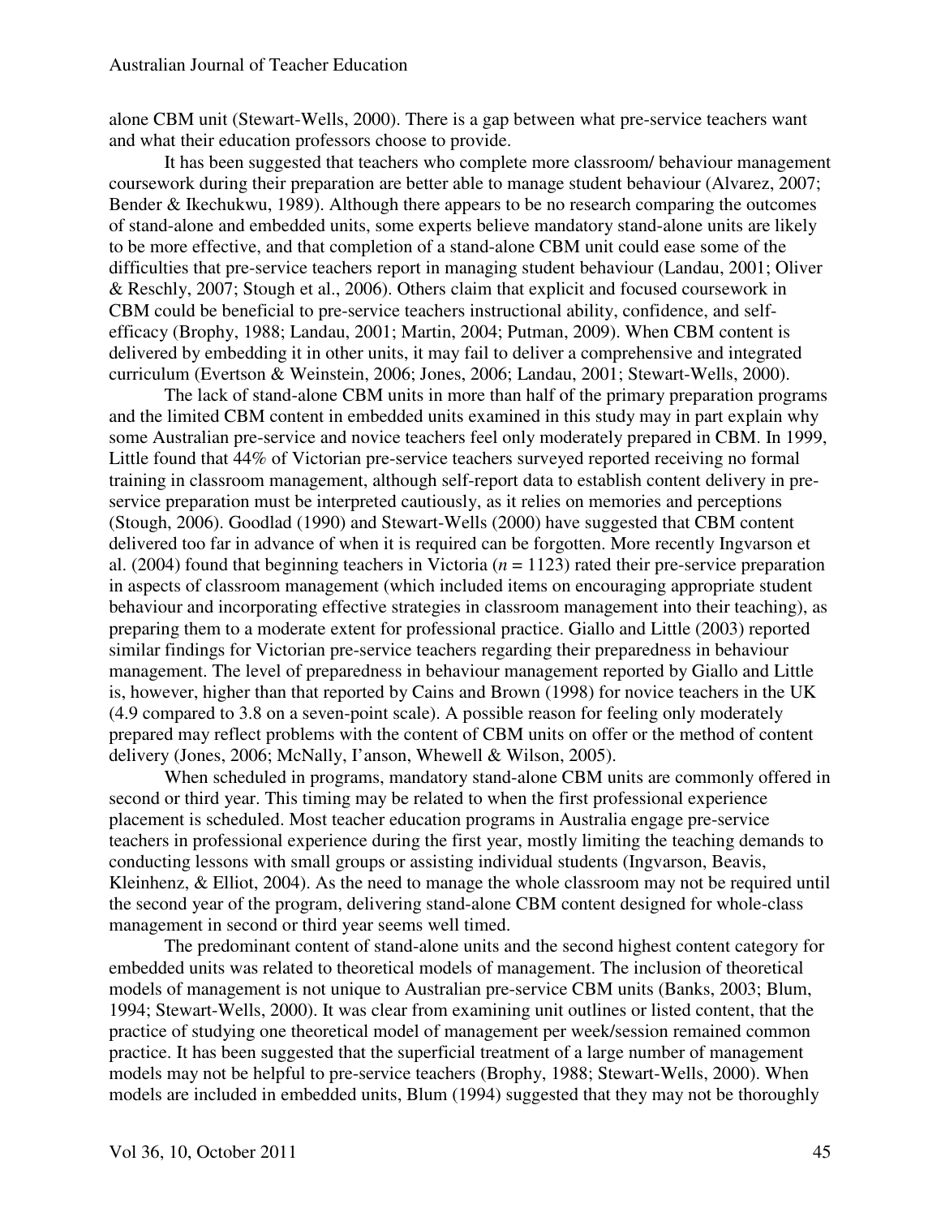alone CBM unit (Stewart-Wells, 2000). There is a gap between what pre-service teachers want and what their education professors choose to provide.

It has been suggested that teachers who complete more classroom/ behaviour management coursework during their preparation are better able to manage student behaviour (Alvarez, 2007; Bender & Ikechukwu, 1989). Although there appears to be no research comparing the outcomes of stand-alone and embedded units, some experts believe mandatory stand-alone units are likely to be more effective, and that completion of a stand-alone CBM unit could ease some of the difficulties that pre-service teachers report in managing student behaviour (Landau, 2001; Oliver & Reschly, 2007; Stough et al., 2006). Others claim that explicit and focused coursework in CBM could be beneficial to pre-service teachers instructional ability, confidence, and self-efficacy (Brophy, 1988; Landau, 2001; Martin, 2004; Putman, 2009). When CBM content is delivered by embedding it in other units, it may fail to deliver a comprehensive and integrated curriculum (Evertson & Weinstein, 2006; Jones, 2006; Landau, 2001; Stewart-Wells, 2000).

The lack of stand-alone CBM units in more than half of the primary preparation programs and the limited CBM content in embedded units examined in this study may in part explain why some Australian pre-service and novice teachers feel only moderately prepared in CBM. In 1999, Little found that 44% of Victorian pre-service teachers surveyed reported receiving no formal training in classroom management, although self-report data to establish content delivery in pre-service preparation must be interpreted cautiously, as it relies on memories and perceptions (Stough, 2006). Goodlad (1990) and Stewart-Wells (2000) have suggested that CBM content delivered too far in advance of when it is required can be forgotten. More recently Ingvarson et al. (2004) found that beginning teachers in Victoria (*n* = 1123) rated their pre-service preparation in aspects of classroom management (which included items on encouraging appropriate student behaviour and incorporating effective strategies in classroom management into their teaching), as preparing them to a moderate extent for professional practice. Giallo and Little (2003) reported similar findings for Victorian pre-service teachers regarding their preparedness in behaviour management. The level of preparedness in behaviour management reported by Giallo and Little is, however, higher than that reported by Cains and Brown (1998) for novice teachers in the UK (4.9 compared to 3.8 on a seven-point scale). A possible reason for feeling only moderately prepared may reflect problems with the content of CBM units on offer or the method of content delivery (Jones, 2006; McNally, I'anson, Whewell & Wilson, 2005).

When scheduled in programs, mandatory stand-alone CBM units are commonly offered in second or third year. This timing may be related to when the first professional experience placement is scheduled. Most teacher education programs in Australia engage pre-service teachers in professional experience during the first year, mostly limiting the teaching demands to conducting lessons with small groups or assisting individual students (Ingvarson, Beavis, Kleinhenz, & Elliot, 2004). As the need to manage the whole classroom may not be required until the second year of the program, delivering stand-alone CBM content designed for whole-class management in second or third year seems well timed.

The predominant content of stand-alone units and the second highest content category for embedded units was related to theoretical models of management. The inclusion of theoretical models of management is not unique to Australian pre-service CBM units (Banks, 2003; Blum, 1994; Stewart-Wells, 2000). It was clear from examining unit outlines or listed content, that the practice of studying one theoretical model of management per week/session remained common practice. It has been suggested that the superficial treatment of a large number of management models may not be helpful to pre-service teachers (Brophy, 1988; Stewart-Wells, 2000). When models are included in embedded units, Blum (1994) suggested that they may not be thoroughly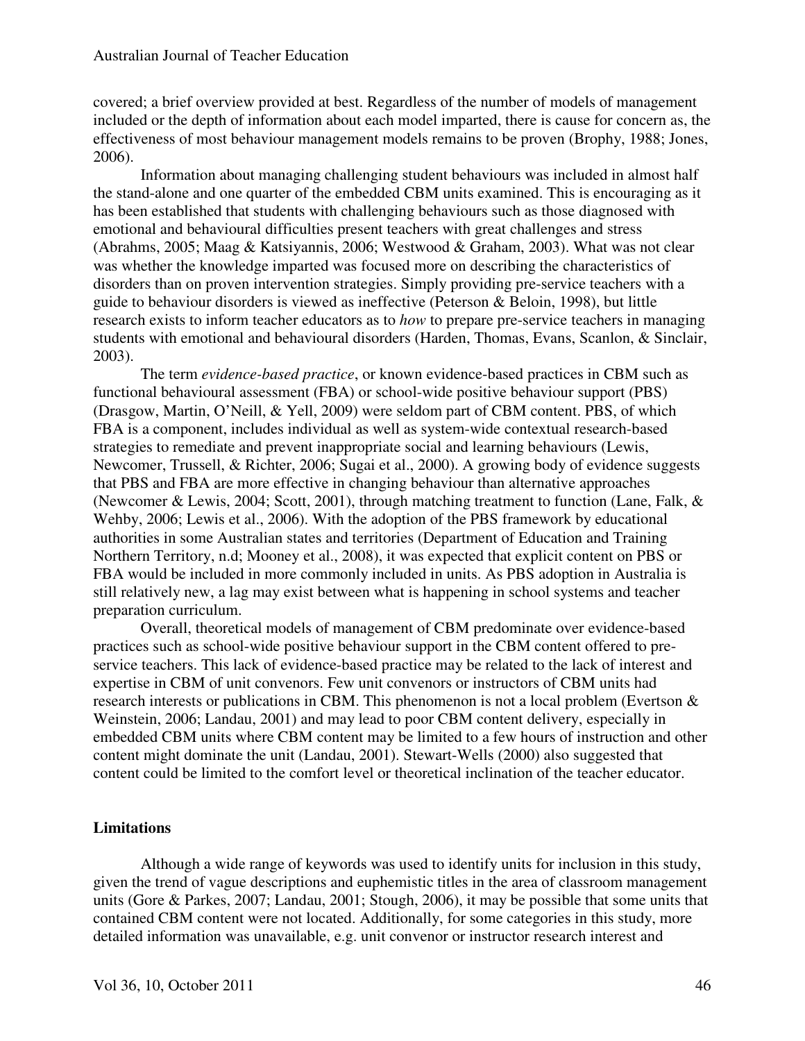covered; a brief overview provided at best. Regardless of the number of models of management included or the depth of information about each model imparted, there is cause for concern as, the effectiveness of most behaviour management models remains to be proven (Brophy, 1988; Jones, 2006).

Information about managing challenging student behaviours was included in almost half the stand-alone and one quarter of the embedded CBM units examined. This is encouraging as it has been established that students with challenging behaviours such as those diagnosed with emotional and behavioural difficulties present teachers with great challenges and stress (Abrahms, 2005; Maag & Katsiyannis, 2006; Westwood & Graham, 2003). What was not clear was whether the knowledge imparted was focused more on describing the characteristics of disorders than on proven intervention strategies. Simply providing pre-service teachers with a guide to behaviour disorders is viewed as ineffective (Peterson & Beloin, 1998), but little research exists to inform teacher educators as to *how* to prepare pre-service teachers in managing students with emotional and behavioural disorders (Harden, Thomas, Evans, Scanlon, & Sinclair, 2003).

The term *evidence-based practice*, or known evidence-based practices in CBM such as functional behavioural assessment (FBA) or school-wide positive behaviour support (PBS) (Drasgow, Martin, O'Neill, & Yell, 2009) were seldom part of CBM content. PBS, of which FBA is a component, includes individual as well as system-wide contextual research-based strategies to remediate and prevent inappropriate social and learning behaviours (Lewis, Newcomer, Trussell, & Richter, 2006; Sugai et al., 2000). A growing body of evidence suggests that PBS and FBA are more effective in changing behaviour than alternative approaches (Newcomer & Lewis, 2004; Scott, 2001), through matching treatment to function (Lane, Falk, & Wehby, 2006; Lewis et al., 2006). With the adoption of the PBS framework by educational authorities in some Australian states and territories (Department of Education and Training Northern Territory, n.d; Mooney et al., 2008), it was expected that explicit content on PBS or FBA would be included in more commonly included in units. As PBS adoption in Australia is still relatively new, a lag may exist between what is happening in school systems and teacher preparation curriculum.

Overall, theoretical models of management of CBM predominate over evidence-based practices such as school-wide positive behaviour support in the CBM content offered to pre-service teachers. This lack of evidence-based practice may be related to the lack of interest and expertise in CBM of unit convenors. Few unit convenors or instructors of CBM units had research interests or publications in CBM. This phenomenon is not a local problem (Evertson & Weinstein, 2006; Landau, 2001) and may lead to poor CBM content delivery, especially in embedded CBM units where CBM content may be limited to a few hours of instruction and other content might dominate the unit (Landau, 2001). Stewart-Wells (2000) also suggested that content could be limited to the comfort level or theoretical inclination of the teacher educator.

## Limitations

Although a wide range of keywords was used to identify units for inclusion in this study, given the trend of vague descriptions and euphemistic titles in the area of classroom management units (Gore & Parkes, 2007; Landau, 2001; Stough, 2006), it may be possible that some units that contained CBM content were not located. Additionally, for some categories in this study, more detailed information was unavailable, e.g. unit convenor or instructor research interest and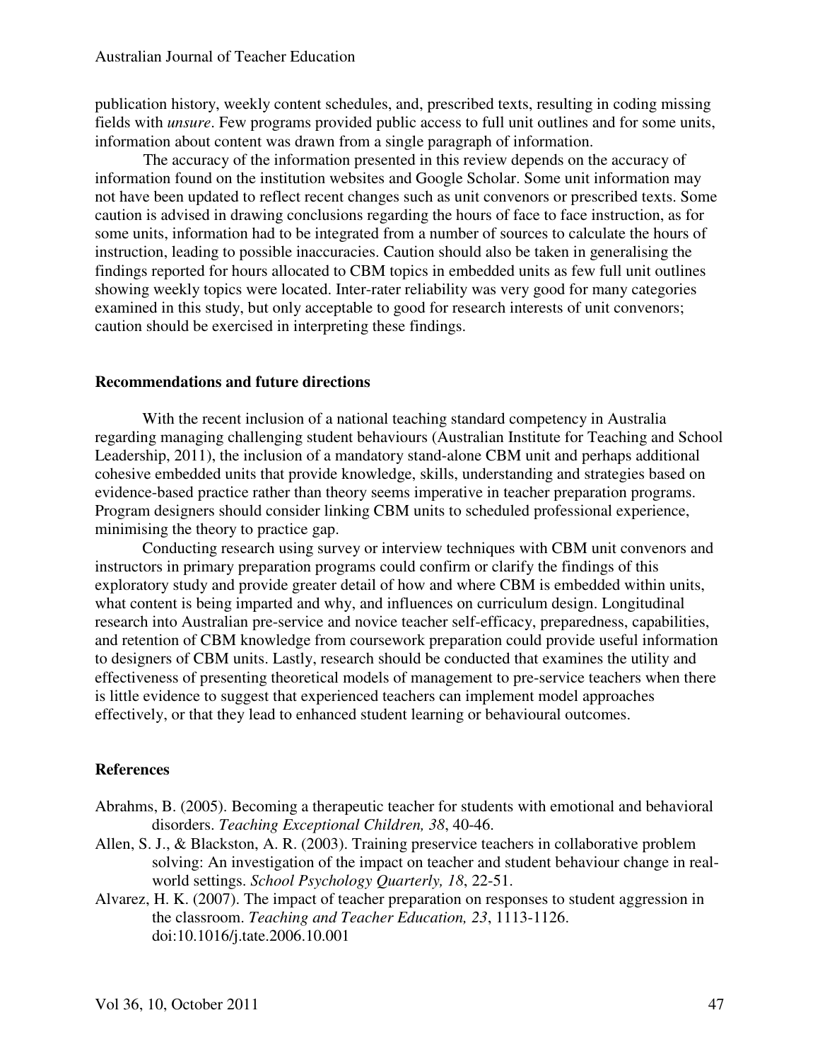publication history, weekly content schedules, and, prescribed texts, resulting in coding missing fields with *unsure*. Few programs provided public access to full unit outlines and for some units, information about content was drawn from a single paragraph of information.

The accuracy of the information presented in this review depends on the accuracy of information found on the institution websites and Google Scholar. Some unit information may not have been updated to reflect recent changes such as unit convenors or prescribed texts. Some caution is advised in drawing conclusions regarding the hours of face to face instruction, as for some units, information had to be integrated from a number of sources to calculate the hours of instruction, leading to possible inaccuracies. Caution should also be taken in generalising the findings reported for hours allocated to CBM topics in embedded units as few full unit outlines showing weekly topics were located. Inter-rater reliability was very good for many categories examined in this study, but only acceptable to good for research interests of unit convenors; caution should be exercised in interpreting these findings.

## Recommendations and future directions

With the recent inclusion of a national teaching standard competency in Australia regarding managing challenging student behaviours (Australian Institute for Teaching and School Leadership, 2011), the inclusion of a mandatory stand-alone CBM unit and perhaps additional cohesive embedded units that provide knowledge, skills, understanding and strategies based on evidence-based practice rather than theory seems imperative in teacher preparation programs. Program designers should consider linking CBM units to scheduled professional experience, minimising the theory to practice gap.

Conducting research using survey or interview techniques with CBM unit convenors and instructors in primary preparation programs could confirm or clarify the findings of this exploratory study and provide greater detail of how and where CBM is embedded within units, what content is being imparted and why, and influences on curriculum design. Longitudinal research into Australian pre-service and novice teacher self-efficacy, preparedness, capabilities, and retention of CBM knowledge from coursework preparation could provide useful information to designers of CBM units. Lastly, research should be conducted that examines the utility and effectiveness of presenting theoretical models of management to pre-service teachers when there is little evidence to suggest that experienced teachers can implement model approaches effectively, or that they lead to enhanced student learning or behavioural outcomes.

## References

Abrahms, B. (2005). Becoming a therapeutic teacher for students with emotional and behavioral disorders. *Teaching Exceptional Children, 38*, 40-46.

Allen, S. J., & Blackston, A. R. (2003). Training preservice teachers in collaborative problem solving: An investigation of the impact on teacher and student behaviour change in real-world settings. *School Psychology Quarterly, 18*, 22-51.

Alvarez, H. K. (2007). The impact of teacher preparation on responses to student aggression in the classroom. *Teaching and Teacher Education, 23*, 1113-1126. doi:10.1016/j.tate.2006.10.001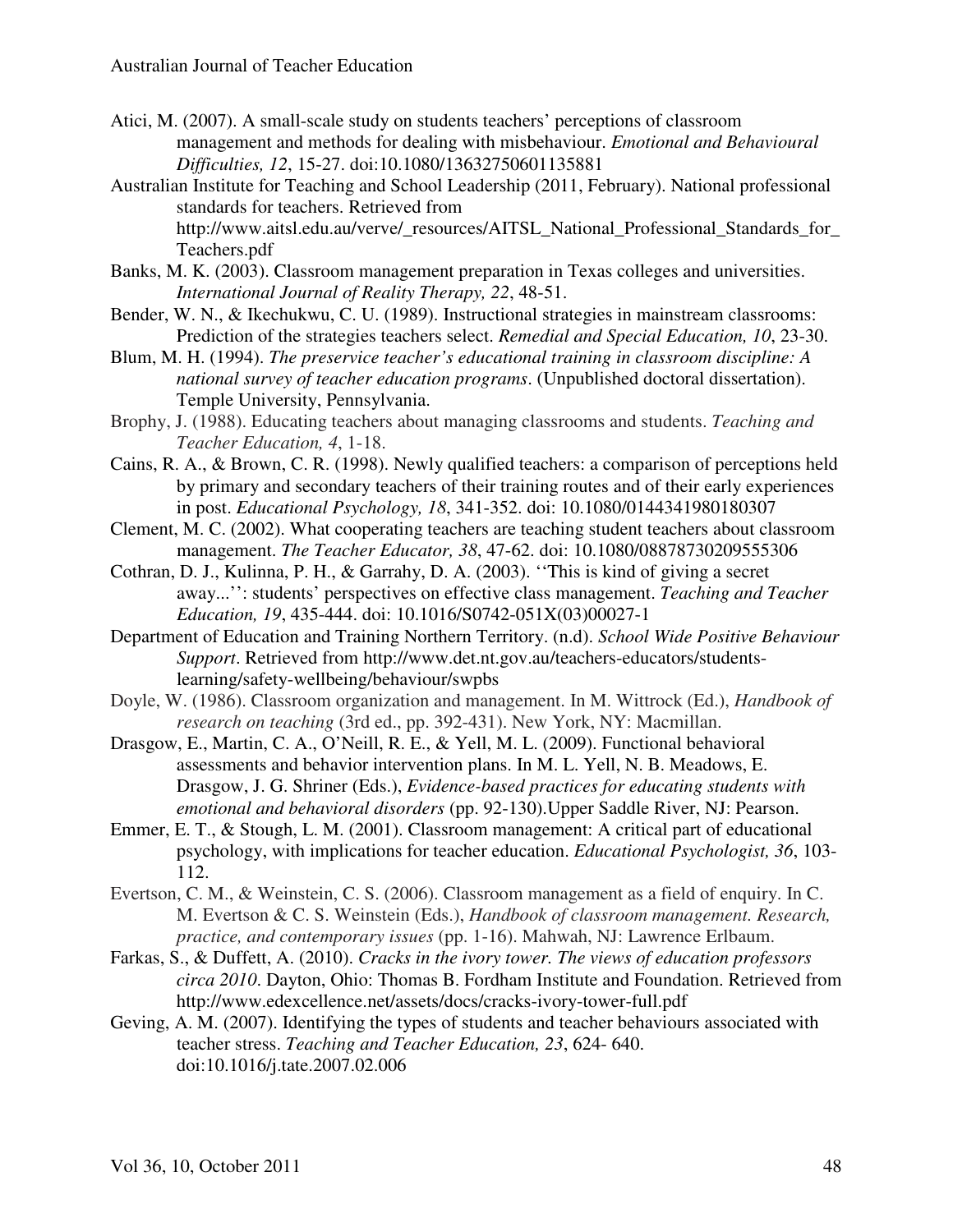Atici, M. (2007). A small-scale study on students teachers' perceptions of classroom management and methods for dealing with misbehaviour. *Emotional and Behavioural Difficulties, 12*, 15-27. doi:10.1080/13632750601135881

Australian Institute for Teaching and School Leadership (2011, February). National professional standards for teachers. Retrieved from http://www.aitsl.edu.au/verve/_resources/AITSL_National_Professional_Standards_for_Teachers.pdf

Banks, M. K. (2003). Classroom management preparation in Texas colleges and universities. *International Journal of Reality Therapy, 22*, 48-51.

Bender, W. N., & Ikechukwu, C. U. (1989). Instructional strategies in mainstream classrooms: Prediction of the strategies teachers select. *Remedial and Special Education, 10*, 23-30.

Blum, M. H. (1994). *The preservice teacher's educational training in classroom discipline: A national survey of teacher education programs*. (Unpublished doctoral dissertation). Temple University, Pennsylvania.

Brophy, J. (1988). Educating teachers about managing classrooms and students. *Teaching and Teacher Education, 4*, 1-18.

Cains, R. A., & Brown, C. R. (1998). Newly qualified teachers: a comparison of perceptions held by primary and secondary teachers of their training routes and of their early experiences in post. *Educational Psychology, 18*, 341-352. doi: 10.1080/0144341980180307

Clement, M. C. (2002). What cooperating teachers are teaching student teachers about classroom management. *The Teacher Educator, 38*, 47-62. doi: 10.1080/08878730209555306

Cothran, D. J., Kulinna, P. H., & Garrahy, D. A. (2003). ''This is kind of giving a secret away...'': students' perspectives on effective class management. *Teaching and Teacher Education, 19*, 435-444. doi: 10.1016/S0742-051X(03)00027-1

Department of Education and Training Northern Territory. (n.d). *School Wide Positive Behaviour Support*. Retrieved from http://www.det.nt.gov.au/teachers-educators/students-learning/safety-wellbeing/behaviour/swpbs

Doyle, W. (1986). Classroom organization and management. In M. Wittrock (Ed.), *Handbook of research on teaching* (3rd ed., pp. 392-431). New York, NY: Macmillan.

Drasgow, E., Martin, C. A., O'Neill, R. E., & Yell, M. L. (2009). Functional behavioral assessments and behavior intervention plans. In M. L. Yell, N. B. Meadows, E. Drasgow, J. G. Shriner (Eds.), *Evidence-based practices for educating students with emotional and behavioral disorders* (pp. 92-130).Upper Saddle River, NJ: Pearson.

Emmer, E. T., & Stough, L. M. (2001). Classroom management: A critical part of educational psychology, with implications for teacher education. *Educational Psychologist, 36*, 103-112.

Evertson, C. M., & Weinstein, C. S. (2006). Classroom management as a field of enquiry. In C. M. Evertson & C. S. Weinstein (Eds.), *Handbook of classroom management. Research, practice, and contemporary issues* (pp. 1-16). Mahwah, NJ: Lawrence Erlbaum.

Farkas, S., & Duffett, A. (2010). *Cracks in the ivory tower. The views of education professors circa 2010*. Dayton, Ohio: Thomas B. Fordham Institute and Foundation. Retrieved from http://www.edexcellence.net/assets/docs/cracks-ivory-tower-full.pdf

Geving, A. M. (2007). Identifying the types of students and teacher behaviours associated with teacher stress. *Teaching and Teacher Education, 23*, 624- 640. doi:10.1016/j.tate.2007.02.006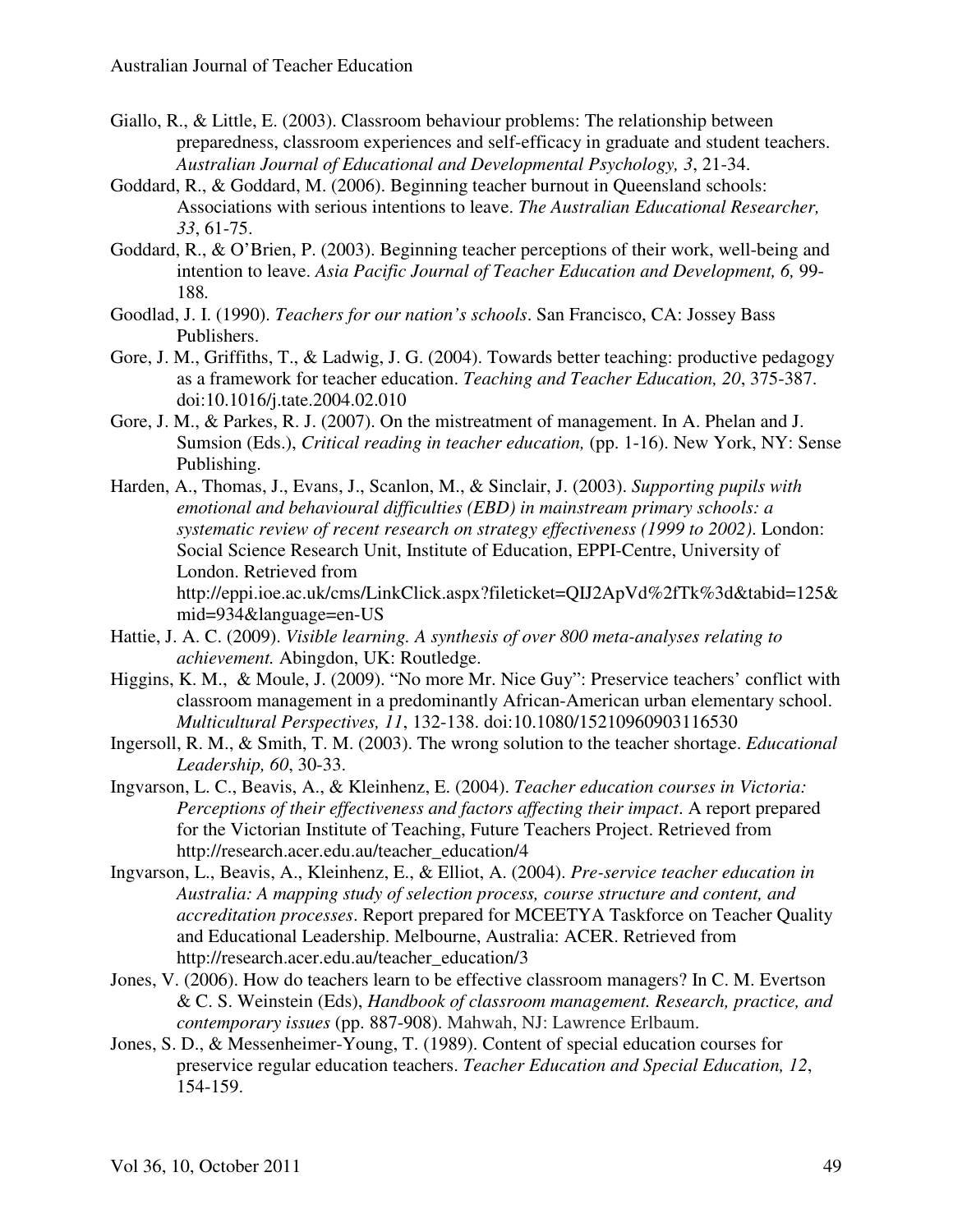Giallo, R., & Little, E. (2003). Classroom behaviour problems: The relationship between preparedness, classroom experiences and self-efficacy in graduate and student teachers. *Australian Journal of Educational and Developmental Psychology, 3*, 21-34.

Goddard, R., & Goddard, M. (2006). Beginning teacher burnout in Queensland schools: Associations with serious intentions to leave. *The Australian Educational Researcher, 33*, 61-75.

Goddard, R., & O'Brien, P. (2003). Beginning teacher perceptions of their work, well-being and intention to leave. *Asia Pacific Journal of Teacher Education and Development, 6,* 99-188.

Goodlad, J. I. (1990). *Teachers for our nation's schools*. San Francisco, CA: Jossey Bass Publishers.

Gore, J. M., Griffiths, T., & Ladwig, J. G. (2004). Towards better teaching: productive pedagogy as a framework for teacher education. *Teaching and Teacher Education, 20*, 375-387. doi:10.1016/j.tate.2004.02.010

Gore, J. M., & Parkes, R. J. (2007). On the mistreatment of management. In A. Phelan and J. Sumsion (Eds.), *Critical reading in teacher education,* (pp. 1-16). New York, NY: Sense Publishing.

Harden, A., Thomas, J., Evans, J., Scanlon, M., & Sinclair, J. (2003). *Supporting pupils with emotional and behavioural difficulties (EBD) in mainstream primary schools: a systematic review of recent research on strategy effectiveness (1999 to 2002)*. London: Social Science Research Unit, Institute of Education, EPPI-Centre, University of London. Retrieved from http://eppi.ioe.ac.uk/cms/LinkClick.aspx?fileticket=QIJ2ApVd%2fTk%3d&tabid=125&mid=934&language=en-US

Hattie, J. A. C. (2009). *Visible learning. A synthesis of over 800 meta-analyses relating to achievement.* Abingdon, UK: Routledge.

Higgins, K. M., & Moule, J. (2009). "No more Mr. Nice Guy": Preservice teachers' conflict with classroom management in a predominantly African-American urban elementary school. *Multicultural Perspectives, 11*, 132-138. doi:10.1080/15210960903116530

Ingersoll, R. M., & Smith, T. M. (2003). The wrong solution to the teacher shortage. *Educational Leadership, 60*, 30-33.

Ingvarson, L. C., Beavis, A., & Kleinhenz, E. (2004). *Teacher education courses in Victoria: Perceptions of their effectiveness and factors affecting their impact*. A report prepared for the Victorian Institute of Teaching, Future Teachers Project. Retrieved from http://research.acer.edu.au/teacher_education/4

Ingvarson, L., Beavis, A., Kleinhenz, E., & Elliot, A. (2004). *Pre-service teacher education in Australia: A mapping study of selection process, course structure and content, and accreditation processes*. Report prepared for MCEETYA Taskforce on Teacher Quality and Educational Leadership. Melbourne, Australia: ACER. Retrieved from http://research.acer.edu.au/teacher_education/3

Jones, V. (2006). How do teachers learn to be effective classroom managers? In C. M. Evertson & C. S. Weinstein (Eds), *Handbook of classroom management. Research, practice, and contemporary issues* (pp. 887-908). Mahwah, NJ: Lawrence Erlbaum.

Jones, S. D., & Messenheimer-Young, T. (1989). Content of special education courses for preservice regular education teachers. *Teacher Education and Special Education, 12*, 154-159.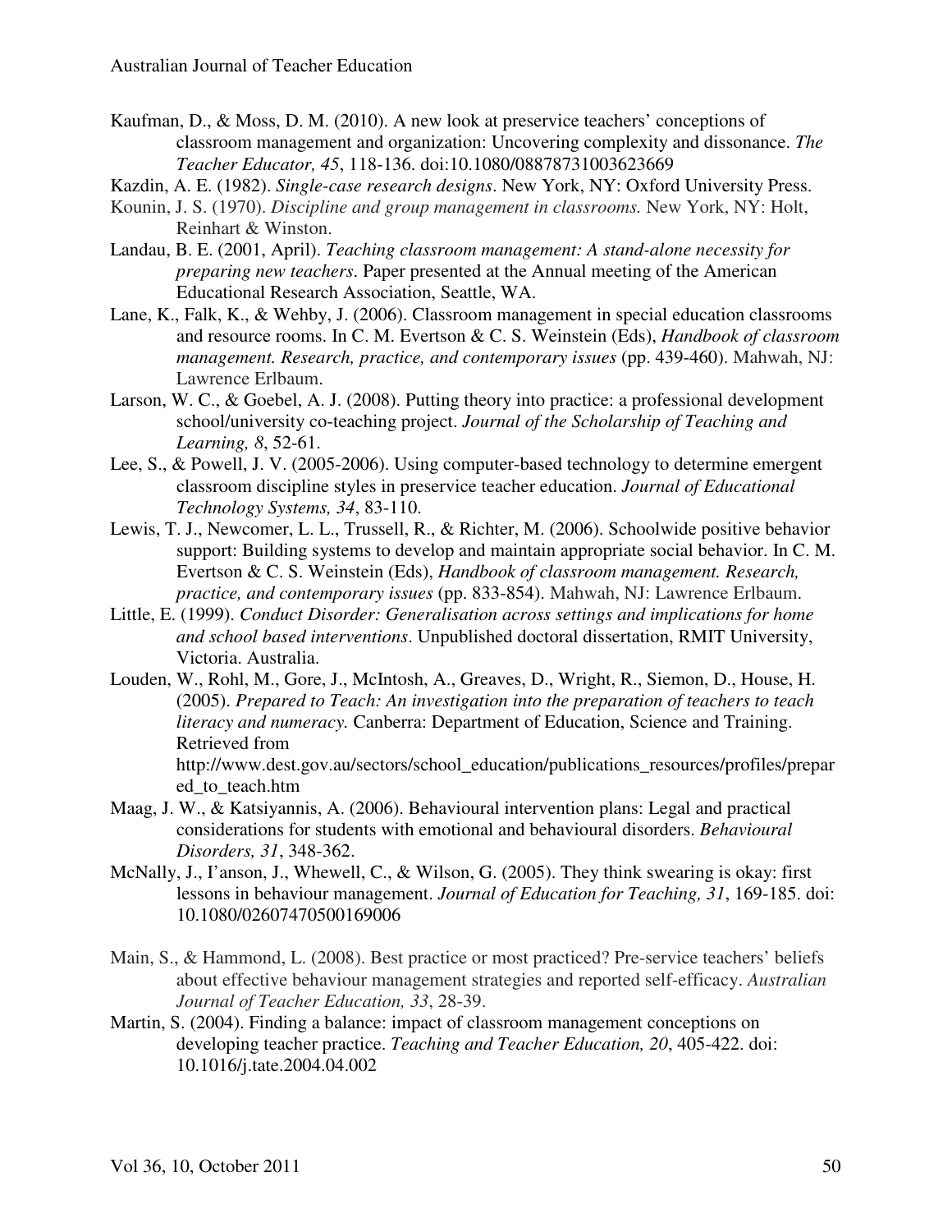Kaufman, D., & Moss, D. M. (2010). A new look at preservice teachers' conceptions of classroom management and organization: Uncovering complexity and dissonance. *The Teacher Educator, 45*, 118-136. doi:10.1080/08878731003623669

Kazdin, A. E. (1982). *Single-case research designs*. New York, NY: Oxford University Press.

Kounin, J. S. (1970). *Discipline and group management in classrooms.* New York, NY: Holt, Reinhart & Winston.

Landau, B. E. (2001, April). *Teaching classroom management: A stand-alone necessity for preparing new teachers*. Paper presented at the Annual meeting of the American Educational Research Association, Seattle, WA.

Lane, K., Falk, K., & Wehby, J. (2006). Classroom management in special education classrooms and resource rooms. In C. M. Evertson & C. S. Weinstein (Eds), *Handbook of classroom management. Research, practice, and contemporary issues* (pp. 439-460). Mahwah, NJ: Lawrence Erlbaum.

Larson, W. C., & Goebel, A. J. (2008). Putting theory into practice: a professional development school/university co-teaching project. *Journal of the Scholarship of Teaching and Learning, 8*, 52-61.

Lee, S., & Powell, J. V. (2005-2006). Using computer-based technology to determine emergent classroom discipline styles in preservice teacher education. *Journal of Educational Technology Systems, 34*, 83-110.

Lewis, T. J., Newcomer, L. L., Trussell, R., & Richter, M. (2006). Schoolwide positive behavior support: Building systems to develop and maintain appropriate social behavior. In C. M. Evertson & C. S. Weinstein (Eds), *Handbook of classroom management. Research, practice, and contemporary issues* (pp. 833-854). Mahwah, NJ: Lawrence Erlbaum.

Little, E. (1999). *Conduct Disorder: Generalisation across settings and implications for home and school based interventions*. Unpublished doctoral dissertation, RMIT University, Victoria. Australia.

Louden, W., Rohl, M., Gore, J., McIntosh, A., Greaves, D., Wright, R., Siemon, D., House, H. (2005). *Prepared to Teach: An investigation into the preparation of teachers to teach literacy and numeracy.* Canberra: Department of Education, Science and Training. Retrieved from http://www.dest.gov.au/sectors/school_education/publications_resources/profiles/prepared_to_teach.htm

Maag, J. W., & Katsiyannis, A. (2006). Behavioural intervention plans: Legal and practical considerations for students with emotional and behavioural disorders. *Behavioural Disorders, 31*, 348-362.

McNally, J., I'anson, J., Whewell, C., & Wilson, G. (2005). They think swearing is okay: first lessons in behaviour management. *Journal of Education for Teaching, 31*, 169-185. doi: 10.1080/02607470500169006

Main, S., & Hammond, L. (2008). Best practice or most practiced? Pre-service teachers' beliefs about effective behaviour management strategies and reported self-efficacy. *Australian Journal of Teacher Education, 33*, 28-39.

Martin, S. (2004). Finding a balance: impact of classroom management conceptions on developing teacher practice. *Teaching and Teacher Education, 20*, 405-422. doi: 10.1016/j.tate.2004.04.002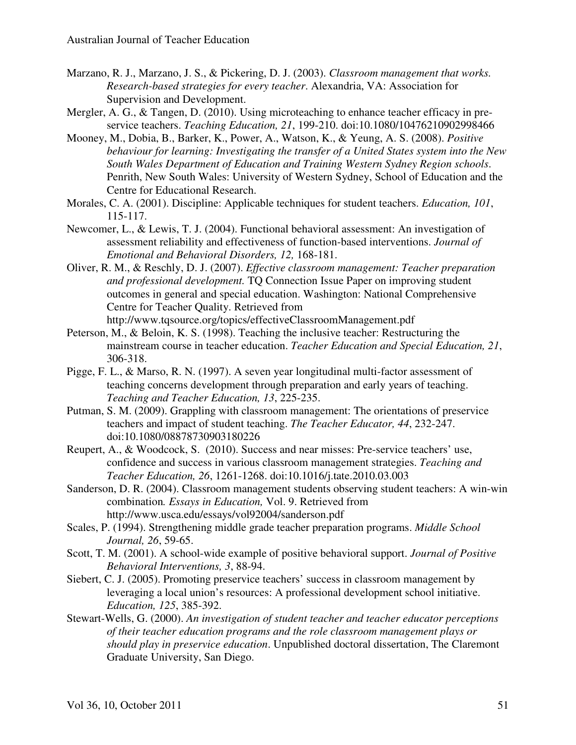Marzano, R. J., Marzano, J. S., & Pickering, D. J. (2003). *Classroom management that works. Research-based strategies for every teacher*. Alexandria, VA: Association for Supervision and Development.

Mergler, A. G., & Tangen, D. (2010). Using microteaching to enhance teacher efficacy in pre-service teachers. *Teaching Education, 21*, 199-210. doi:10.1080/10476210902998466

Mooney, M., Dobia, B., Barker, K., Power, A., Watson, K., & Yeung, A. S. (2008). *Positive behaviour for learning: Investigating the transfer of a United States system into the New South Wales Department of Education and Training Western Sydney Region schools*. Penrith, New South Wales: University of Western Sydney, School of Education and the Centre for Educational Research.

Morales, C. A. (2001). Discipline: Applicable techniques for student teachers. *Education, 101*, 115-117.

Newcomer, L., & Lewis, T. J. (2004). Functional behavioral assessment: An investigation of assessment reliability and effectiveness of function-based interventions. *Journal of Emotional and Behavioral Disorders, 12,* 168-181.

Oliver, R. M., & Reschly, D. J. (2007). *Effective classroom management: Teacher preparation and professional development.* TQ Connection Issue Paper on improving student outcomes in general and special education. Washington: National Comprehensive Centre for Teacher Quality. Retrieved from http://www.tqsource.org/topics/effectiveClassroomManagement.pdf

Peterson, M., & Beloin, K. S. (1998). Teaching the inclusive teacher: Restructuring the mainstream course in teacher education. *Teacher Education and Special Education, 21*, 306-318.

Pigge, F. L., & Marso, R. N. (1997). A seven year longitudinal multi-factor assessment of teaching concerns development through preparation and early years of teaching. *Teaching and Teacher Education, 13*, 225-235.

Putman, S. M. (2009). Grappling with classroom management: The orientations of preservice teachers and impact of student teaching. *The Teacher Educator, 44*, 232-247. doi:10.1080/08878730903180226

Reupert, A., & Woodcock, S. (2010). Success and near misses: Pre-service teachers' use, confidence and success in various classroom management strategies. *Teaching and Teacher Education, 26*, 1261-1268. doi:10.1016/j.tate.2010.03.003

Sanderson, D. R. (2004). Classroom management students observing student teachers: A win-win combination*. Essays in Education,* Vol. 9. Retrieved from http://www.usca.edu/essays/vol92004/sanderson.pdf

Scales, P. (1994). Strengthening middle grade teacher preparation programs. *Middle School Journal, 26*, 59-65.

Scott, T. M. (2001). A school-wide example of positive behavioral support. *Journal of Positive Behavioral Interventions, 3*, 88-94.

Siebert, C. J. (2005). Promoting preservice teachers' success in classroom management by leveraging a local union's resources: A professional development school initiative. *Education, 125*, 385-392.

Stewart-Wells, G. (2000). *An investigation of student teacher and teacher educator perceptions of their teacher education programs and the role classroom management plays or should play in preservice education*. Unpublished doctoral dissertation, The Claremont Graduate University, San Diego.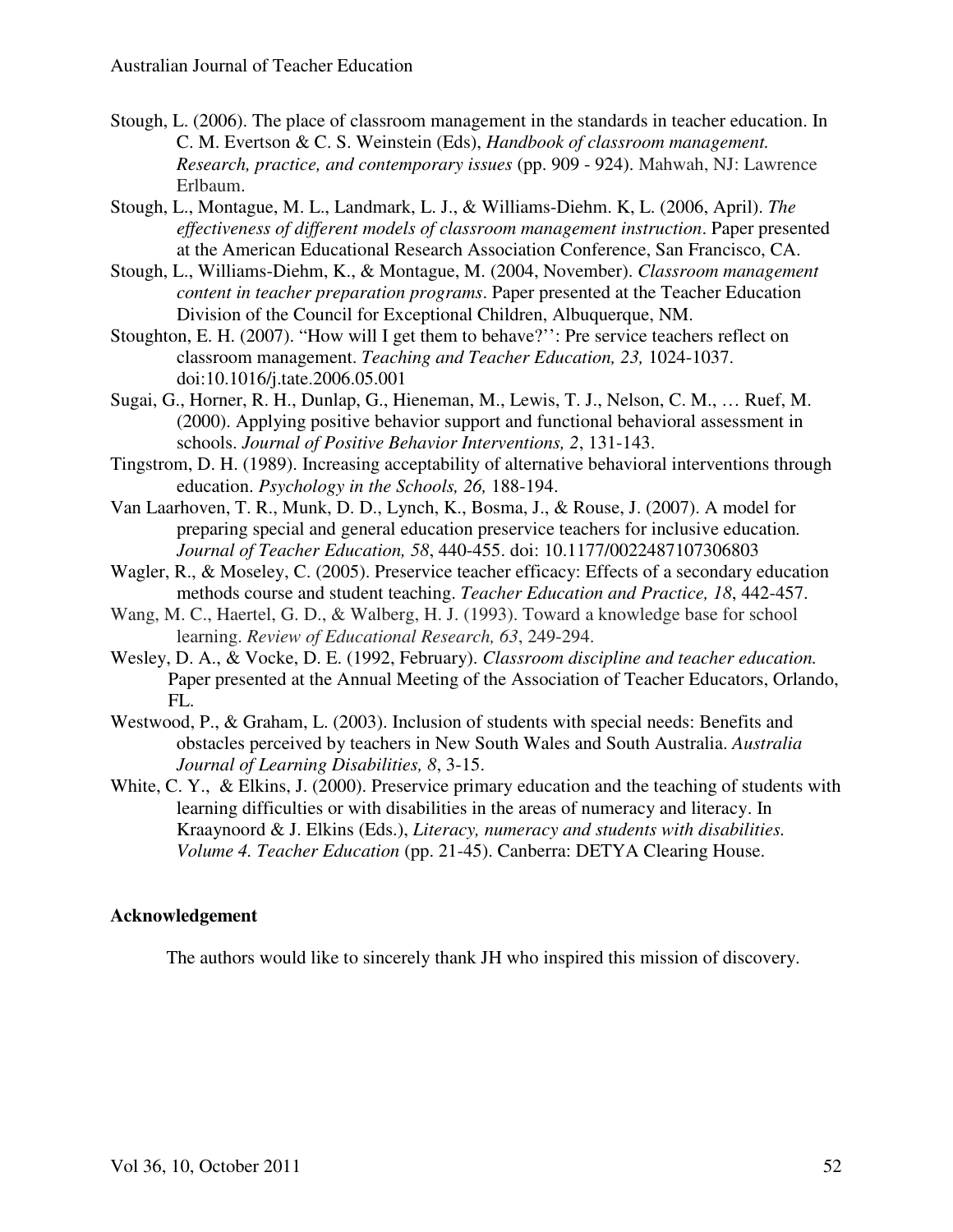Stough, L. (2006). The place of classroom management in the standards in teacher education. In C. M. Evertson & C. S. Weinstein (Eds), *Handbook of classroom management. Research, practice, and contemporary issues* (pp. 909 - 924). Mahwah, NJ: Lawrence Erlbaum.

Stough, L., Montague, M. L., Landmark, L. J., & Williams-Diehm. K, L. (2006, April). *The effectiveness of different models of classroom management instruction*. Paper presented at the American Educational Research Association Conference, San Francisco, CA.

Stough, L., Williams-Diehm, K., & Montague, M. (2004, November). *Classroom management content in teacher preparation programs*. Paper presented at the Teacher Education Division of the Council for Exceptional Children, Albuquerque, NM.

Stoughton, E. H. (2007). "How will I get them to behave?'': Pre service teachers reflect on classroom management. *Teaching and Teacher Education, 23,* 1024-1037. doi:10.1016/j.tate.2006.05.001

Sugai, G., Horner, R. H., Dunlap, G., Hieneman, M., Lewis, T. J., Nelson, C. M., … Ruef, M. (2000). Applying positive behavior support and functional behavioral assessment in schools. *Journal of Positive Behavior Interventions, 2*, 131-143.

Tingstrom, D. H. (1989). Increasing acceptability of alternative behavioral interventions through education. *Psychology in the Schools, 26,* 188-194.

Van Laarhoven, T. R., Munk, D. D., Lynch, K., Bosma, J., & Rouse, J. (2007). A model for preparing special and general education preservice teachers for inclusive education*. Journal of Teacher Education, 58*, 440-455. doi: 10.1177/0022487107306803

Wagler, R., & Moseley, C. (2005). Preservice teacher efficacy: Effects of a secondary education methods course and student teaching. *Teacher Education and Practice, 18*, 442-457.

Wang, M. C., Haertel, G. D., & Walberg, H. J. (1993). Toward a knowledge base for school learning. *Review of Educational Research, 63*, 249-294.

Wesley, D. A., & Vocke, D. E. (1992, February). *Classroom discipline and teacher education.* Paper presented at the Annual Meeting of the Association of Teacher Educators, Orlando, FL.

Westwood, P., & Graham, L. (2003). Inclusion of students with special needs: Benefits and obstacles perceived by teachers in New South Wales and South Australia. *Australia Journal of Learning Disabilities, 8*, 3-15.

White, C. Y., & Elkins, J. (2000). Preservice primary education and the teaching of students with learning difficulties or with disabilities in the areas of numeracy and literacy. In Kraaynoord & J. Elkins (Eds.), *Literacy, numeracy and students with disabilities. Volume 4. Teacher Education* (pp. 21-45). Canberra: DETYA Clearing House.

**Acknowledgement**

The authors would like to sincerely thank JH who inspired this mission of discovery.